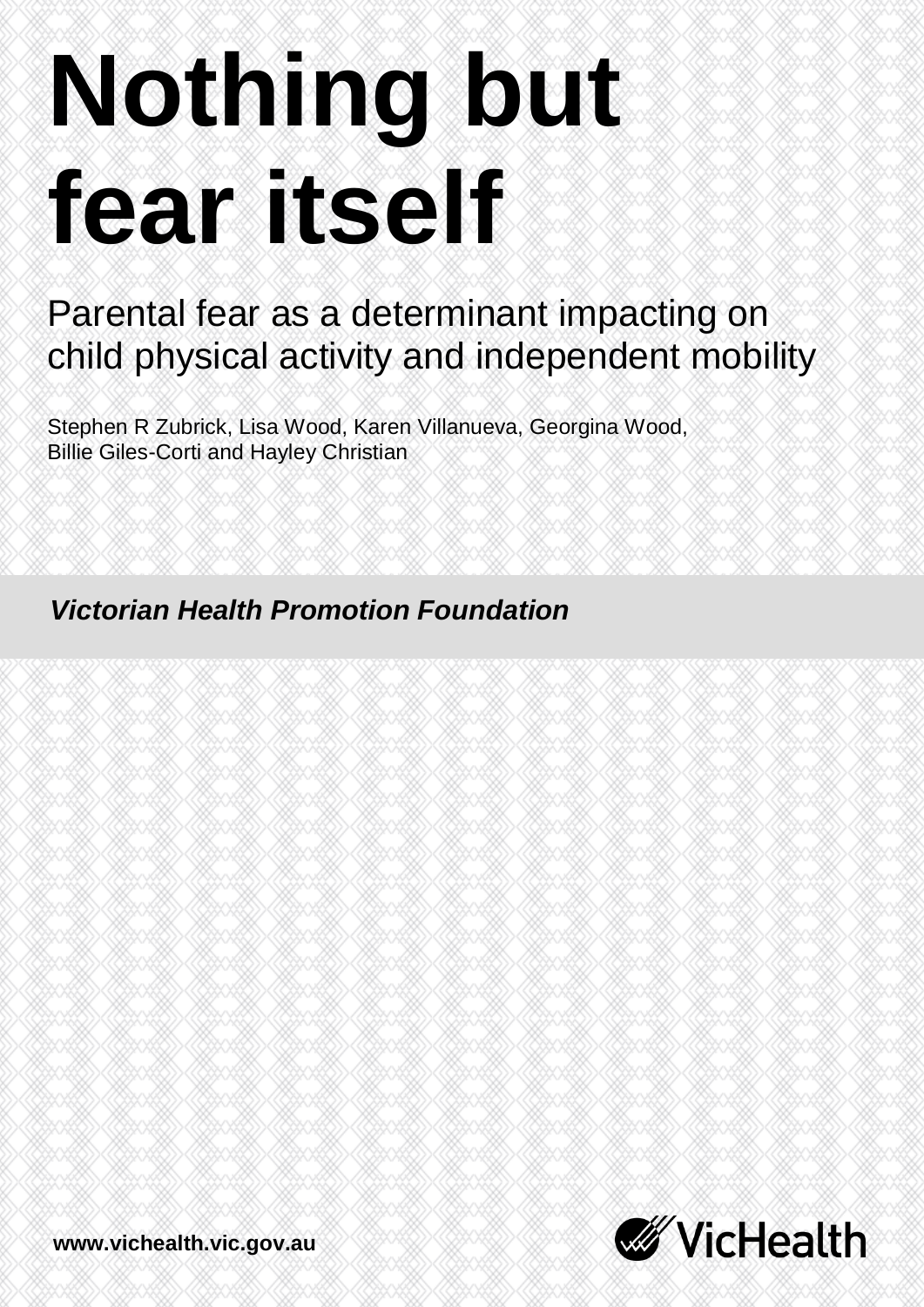# Nothing but fear itself

## Parental fear as a determinant impacting on child physical activity and independent mobility

Stephen R Zubrick, Lisa Wood, Karen Villanueva, Georgina Wood, Billie Giles-Corti and Hayley Christian

***Victorian Health Promotion Foundation***

**www.vichealth.vic.gov.au**

VicHealth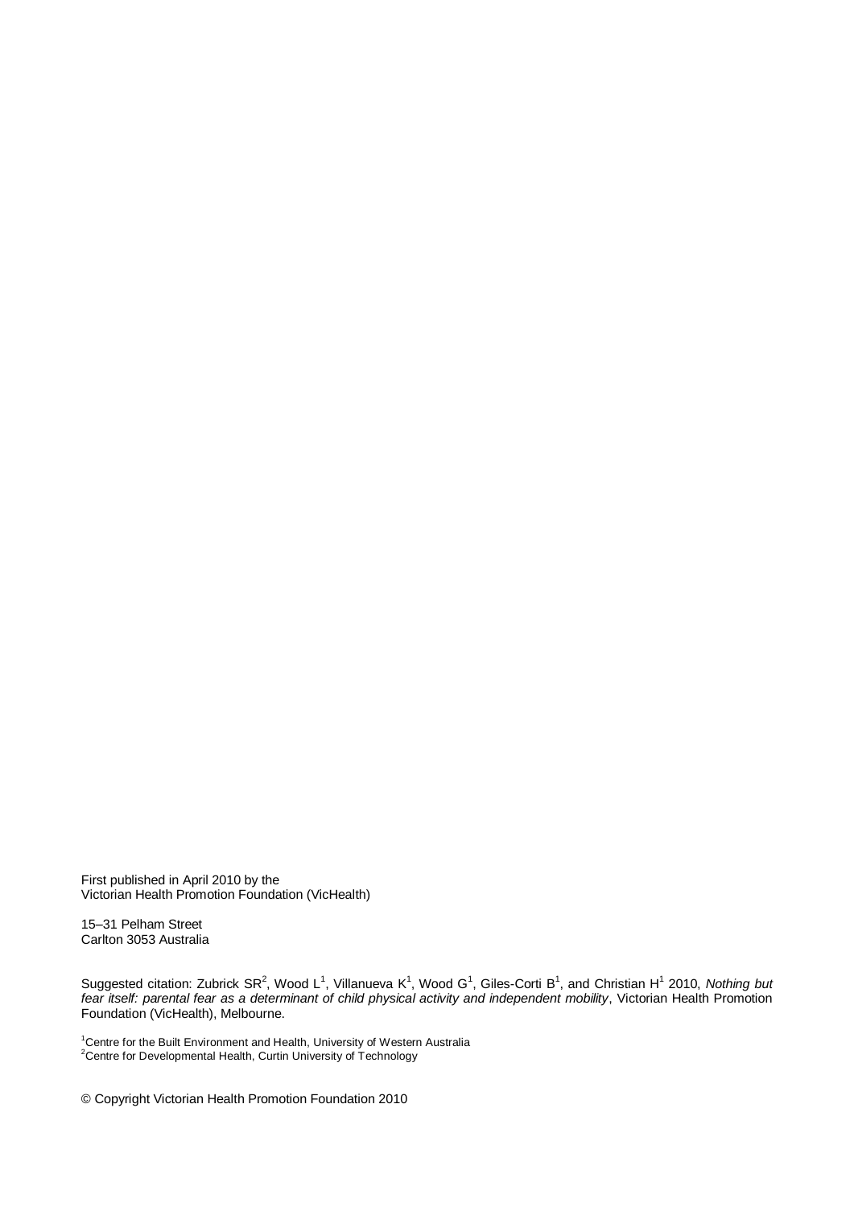First published in April 2010 by the
Victorian Health Promotion Foundation (VicHealth)

15–31 Pelham Street
Carlton 3053 Australia

Suggested citation: Zubrick SR[2], Wood L[1], Villanueva K[1], Wood G[1], Giles-Corti B[1], and Christian H[1] 2010, *Nothing but fear itself: parental fear as a determinant of child physical activity and independent mobility*, Victorian Health Promotion Foundation (VicHealth), Melbourne.

[1]Centre for the Built Environment and Health, University of Western Australia
[2]Centre for Developmental Health, Curtin University of Technology

© Copyright Victorian Health Promotion Foundation 2010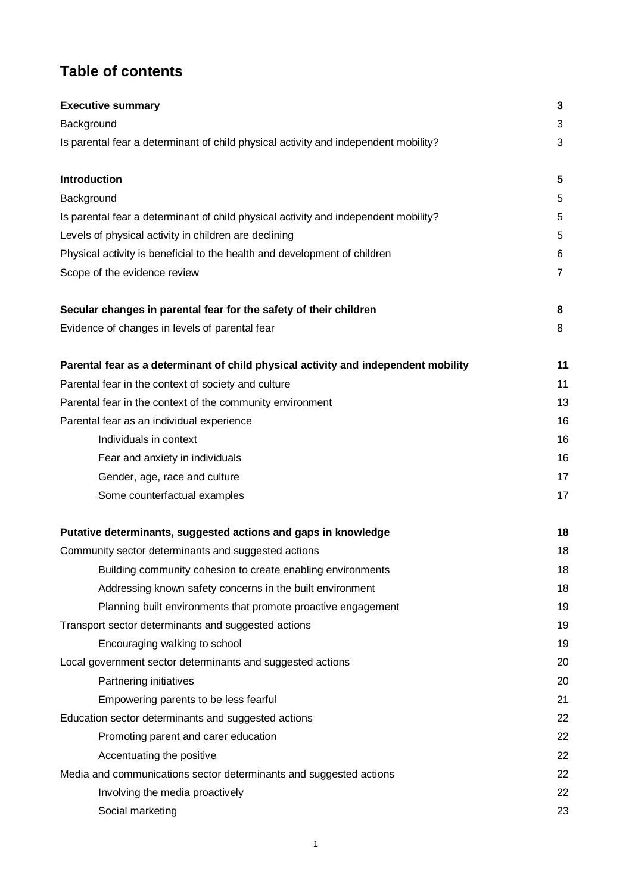# Table of contents

| | |
|---|---|
| **Executive summary** | **3** |
| Background | 3 |
| Is parental fear a determinant of child physical activity and independent mobility? | 3 |
| **Introduction** | **5** |
| Background | 5 |
| Is parental fear a determinant of child physical activity and independent mobility? | 5 |
| Levels of physical activity in children are declining | 5 |
| Physical activity is beneficial to the health and development of children | 6 |
| Scope of the evidence review | 7 |
| **Secular changes in parental fear for the safety of their children** | **8** |
| Evidence of changes in levels of parental fear | 8 |
| **Parental fear as a determinant of child physical activity and independent mobility** | **11** |
| Parental fear in the context of society and culture | 11 |
| Parental fear in the context of the community environment | 13 |
| Parental fear as an individual experience | 16 |
| Individuals in context | 16 |
| Fear and anxiety in individuals | 16 |
| Gender, age, race and culture | 17 |
| Some counterfactual examples | 17 |
| **Putative determinants, suggested actions and gaps in knowledge** | **18** |
| Community sector determinants and suggested actions | 18 |
| Building community cohesion to create enabling environments | 18 |
| Addressing known safety concerns in the built environment | 18 |
| Planning built environments that promote proactive engagement | 19 |
| Transport sector determinants and suggested actions | 19 |
| Encouraging walking to school | 19 |
| Local government sector determinants and suggested actions | 20 |
| Partnering initiatives | 20 |
| Empowering parents to be less fearful | 21 |
| Education sector determinants and suggested actions | 22 |
| Promoting parent and carer education | 22 |
| Accentuating the positive | 22 |
| Media and communications sector determinants and suggested actions | 22 |
| Involving the media proactively | 22 |
| Social marketing | 23 |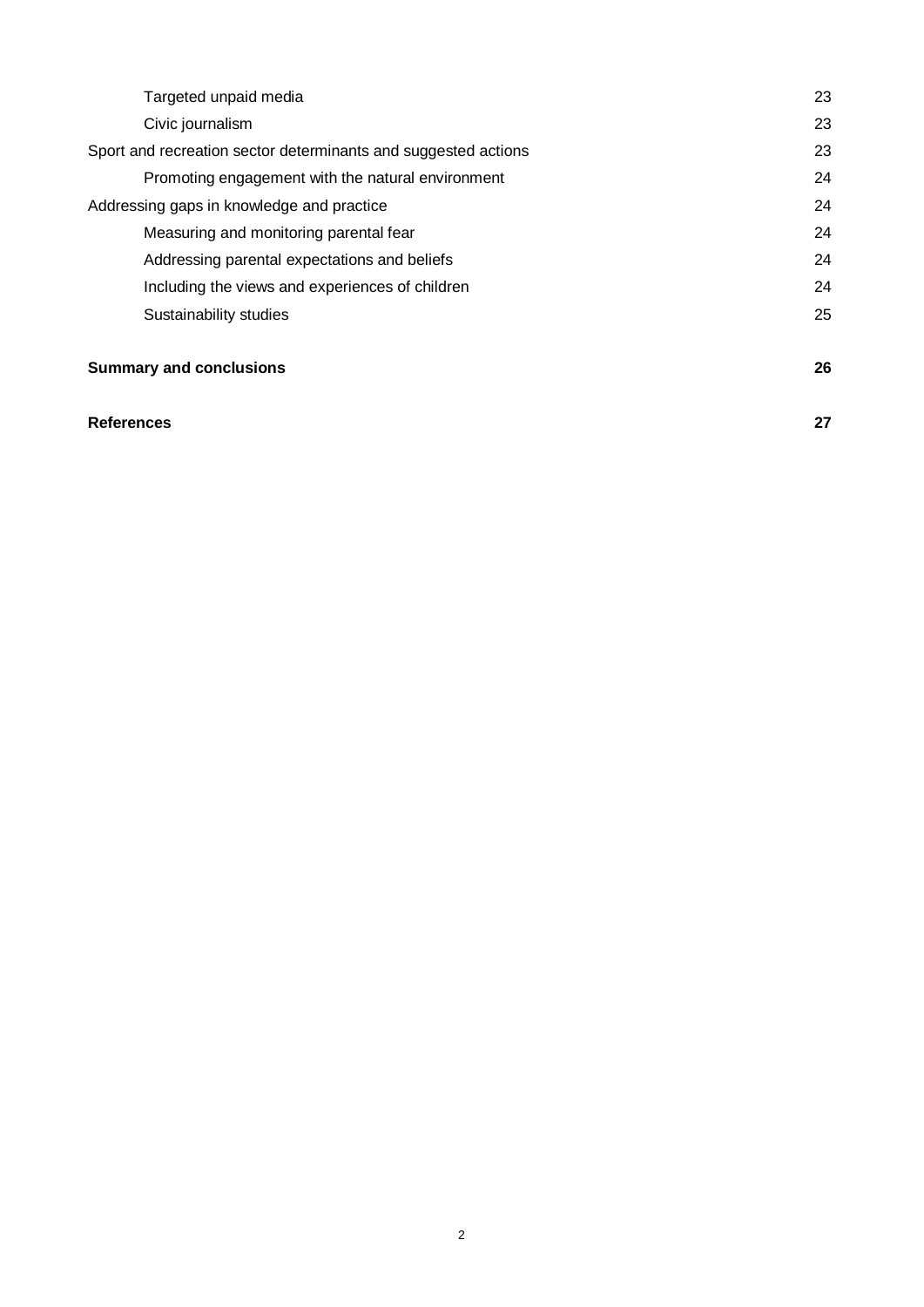| | |
|---|---|
| Targeted unpaid media | 23 |
| Civic journalism | 23 |
| Sport and recreation sector determinants and suggested actions | 23 |
| Promoting engagement with the natural environment | 24 |
| Addressing gaps in knowledge and practice | 24 |
| Measuring and monitoring parental fear | 24 |
| Addressing parental expectations and beliefs | 24 |
| Including the views and experiences of children | 24 |
| Sustainability studies | 25 |
| **Summary and conclusions** | **26** |
| **References** | **27** |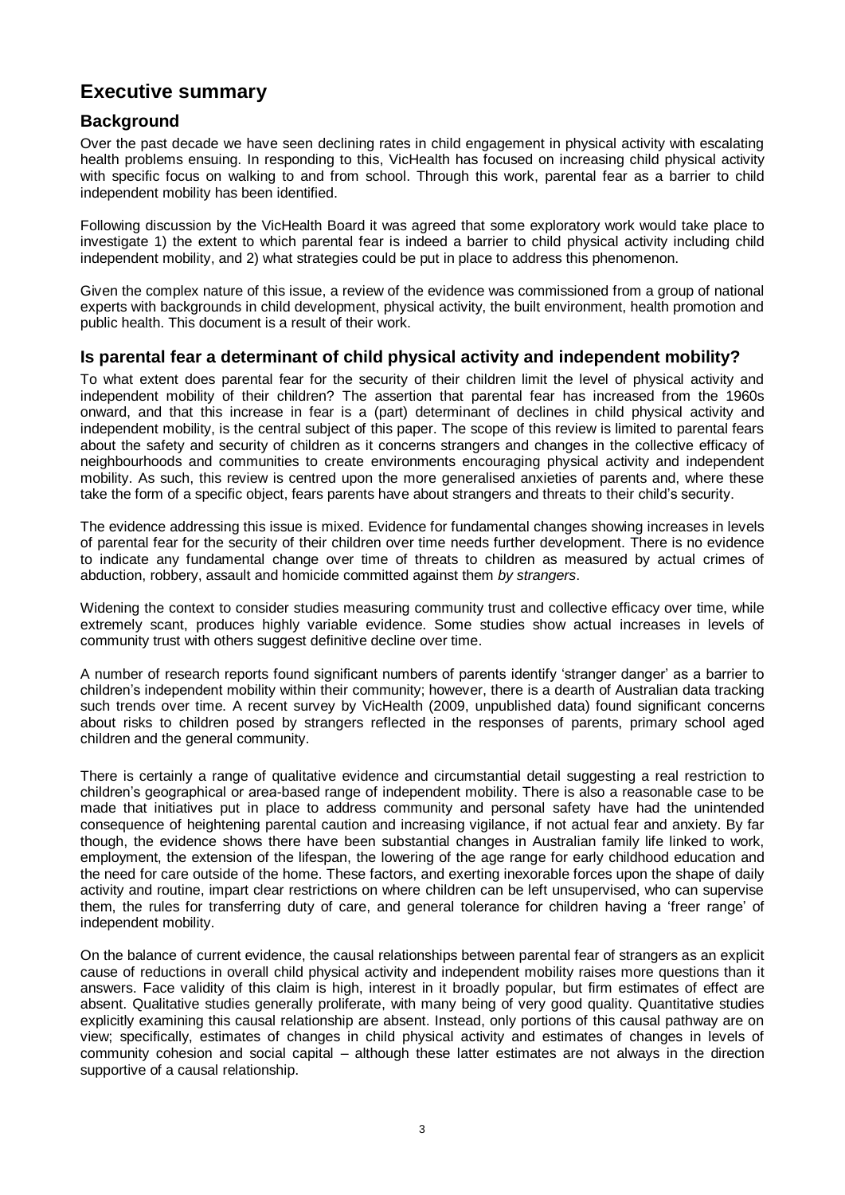# Executive summary

## Background

Over the past decade we have seen declining rates in child engagement in physical activity with escalating health problems ensuing. In responding to this, VicHealth has focused on increasing child physical activity with specific focus on walking to and from school. Through this work, parental fear as a barrier to child independent mobility has been identified.

Following discussion by the VicHealth Board it was agreed that some exploratory work would take place to investigate 1) the extent to which parental fear is indeed a barrier to child physical activity including child independent mobility, and 2) what strategies could be put in place to address this phenomenon.

Given the complex nature of this issue, a review of the evidence was commissioned from a group of national experts with backgrounds in child development, physical activity, the built environment, health promotion and public health. This document is a result of their work.

## Is parental fear a determinant of child physical activity and independent mobility?

To what extent does parental fear for the security of their children limit the level of physical activity and independent mobility of their children? The assertion that parental fear has increased from the 1960s onward, and that this increase in fear is a (part) determinant of declines in child physical activity and independent mobility, is the central subject of this paper. The scope of this review is limited to parental fears about the safety and security of children as it concerns strangers and changes in the collective efficacy of neighbourhoods and communities to create environments encouraging physical activity and independent mobility. As such, this review is centred upon the more generalised anxieties of parents and, where these take the form of a specific object, fears parents have about strangers and threats to their child's security.

The evidence addressing this issue is mixed. Evidence for fundamental changes showing increases in levels of parental fear for the security of their children over time needs further development. There is no evidence to indicate any fundamental change over time of threats to children as measured by actual crimes of abduction, robbery, assault and homicide committed against them *by strangers*.

Widening the context to consider studies measuring community trust and collective efficacy over time, while extremely scant, produces highly variable evidence. Some studies show actual increases in levels of community trust with others suggest definitive decline over time.

A number of research reports found significant numbers of parents identify 'stranger danger' as a barrier to children's independent mobility within their community; however, there is a dearth of Australian data tracking such trends over time. A recent survey by VicHealth (2009, unpublished data) found significant concerns about risks to children posed by strangers reflected in the responses of parents, primary school aged children and the general community.

There is certainly a range of qualitative evidence and circumstantial detail suggesting a real restriction to children's geographical or area-based range of independent mobility. There is also a reasonable case to be made that initiatives put in place to address community and personal safety have had the unintended consequence of heightening parental caution and increasing vigilance, if not actual fear and anxiety. By far though, the evidence shows there have been substantial changes in Australian family life linked to work, employment, the extension of the lifespan, the lowering of the age range for early childhood education and the need for care outside of the home. These factors, and exerting inexorable forces upon the shape of daily activity and routine, impart clear restrictions on where children can be left unsupervised, who can supervise them, the rules for transferring duty of care, and general tolerance for children having a 'freer range' of independent mobility.

On the balance of current evidence, the causal relationships between parental fear of strangers as an explicit cause of reductions in overall child physical activity and independent mobility raises more questions than it answers. Face validity of this claim is high, interest in it broadly popular, but firm estimates of effect are absent. Qualitative studies generally proliferate, with many being of very good quality. Quantitative studies explicitly examining this causal relationship are absent. Instead, only portions of this causal pathway are on view; specifically, estimates of changes in child physical activity and estimates of changes in levels of community cohesion and social capital – although these latter estimates are not always in the direction supportive of a causal relationship.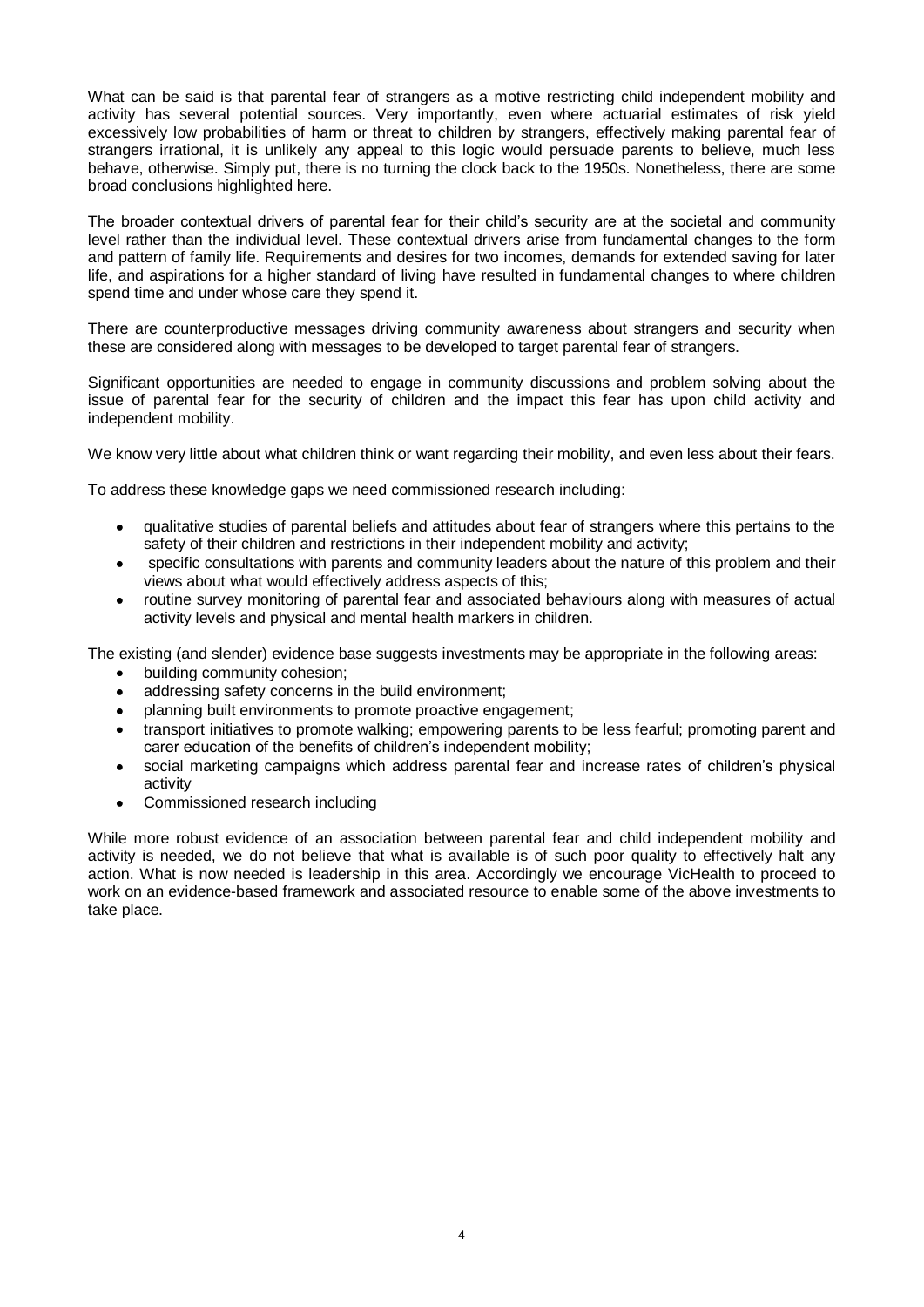What can be said is that parental fear of strangers as a motive restricting child independent mobility and activity has several potential sources. Very importantly, even where actuarial estimates of risk yield excessively low probabilities of harm or threat to children by strangers, effectively making parental fear of strangers irrational, it is unlikely any appeal to this logic would persuade parents to believe, much less behave, otherwise. Simply put, there is no turning the clock back to the 1950s. Nonetheless, there are some broad conclusions highlighted here.

The broader contextual drivers of parental fear for their child's security are at the societal and community level rather than the individual level. These contextual drivers arise from fundamental changes to the form and pattern of family life. Requirements and desires for two incomes, demands for extended saving for later life, and aspirations for a higher standard of living have resulted in fundamental changes to where children spend time and under whose care they spend it.

There are counterproductive messages driving community awareness about strangers and security when these are considered along with messages to be developed to target parental fear of strangers.

Significant opportunities are needed to engage in community discussions and problem solving about the issue of parental fear for the security of children and the impact this fear has upon child activity and independent mobility.

We know very little about what children think or want regarding their mobility, and even less about their fears.

To address these knowledge gaps we need commissioned research including:

- qualitative studies of parental beliefs and attitudes about fear of strangers where this pertains to the safety of their children and restrictions in their independent mobility and activity;
- specific consultations with parents and community leaders about the nature of this problem and their views about what would effectively address aspects of this;
- routine survey monitoring of parental fear and associated behaviours along with measures of actual activity levels and physical and mental health markers in children.

The existing (and slender) evidence base suggests investments may be appropriate in the following areas:

- building community cohesion;
- addressing safety concerns in the build environment;
- planning built environments to promote proactive engagement;
- transport initiatives to promote walking; empowering parents to be less fearful; promoting parent and carer education of the benefits of children's independent mobility;
- social marketing campaigns which address parental fear and increase rates of children's physical activity
- Commissioned research including

While more robust evidence of an association between parental fear and child independent mobility and activity is needed, we do not believe that what is available is of such poor quality to effectively halt any action. What is now needed is leadership in this area. Accordingly we encourage VicHealth to proceed to work on an evidence-based framework and associated resource to enable some of the above investments to take place.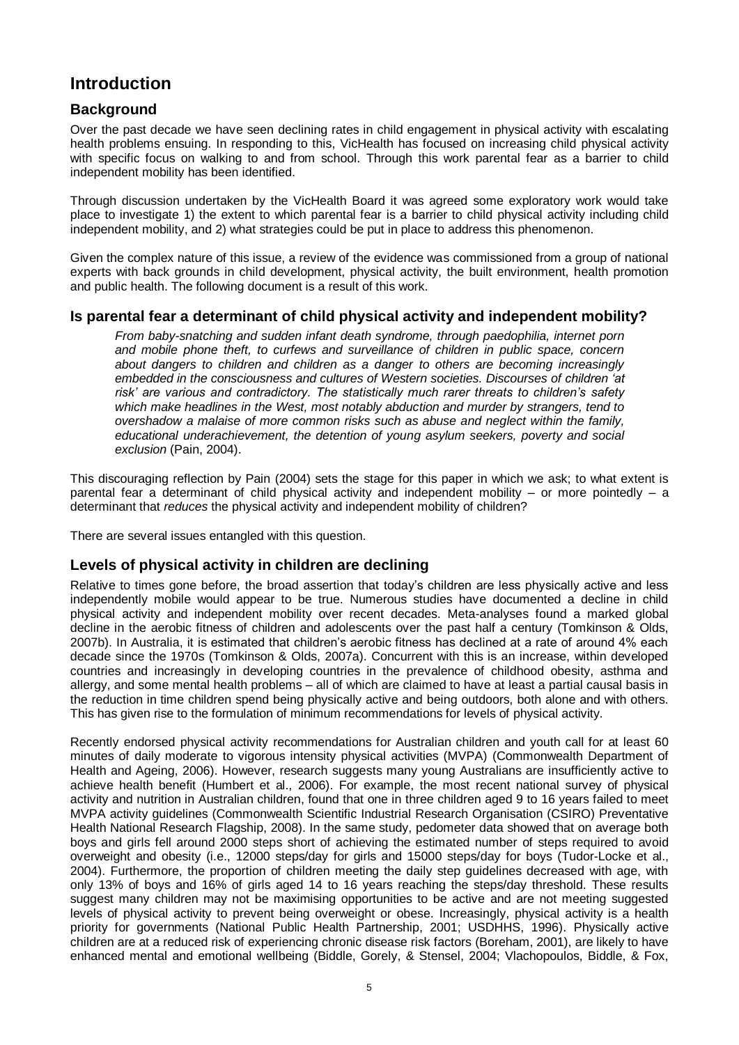# Introduction

## Background

Over the past decade we have seen declining rates in child engagement in physical activity with escalating health problems ensuing. In responding to this, VicHealth has focused on increasing child physical activity with specific focus on walking to and from school. Through this work parental fear as a barrier to child independent mobility has been identified.

Through discussion undertaken by the VicHealth Board it was agreed some exploratory work would take place to investigate 1) the extent to which parental fear is a barrier to child physical activity including child independent mobility, and 2) what strategies could be put in place to address this phenomenon.

Given the complex nature of this issue, a review of the evidence was commissioned from a group of national experts with back grounds in child development, physical activity, the built environment, health promotion and public health. The following document is a result of this work.

## Is parental fear a determinant of child physical activity and independent mobility?

> *From baby-snatching and sudden infant death syndrome, through paedophilia, internet porn and mobile phone theft, to curfews and surveillance of children in public space, concern about dangers to children and children as a danger to others are becoming increasingly embedded in the consciousness and cultures of Western societies. Discourses of children 'at risk' are various and contradictory. The statistically much rarer threats to children's safety which make headlines in the West, most notably abduction and murder by strangers, tend to overshadow a malaise of more common risks such as abuse and neglect within the family, educational underachievement, the detention of young asylum seekers, poverty and social exclusion* (Pain, 2004).

This discouraging reflection by Pain (2004) sets the stage for this paper in which we ask; to what extent is parental fear a determinant of child physical activity and independent mobility – or more pointedly – a determinant that *reduces* the physical activity and independent mobility of children?

There are several issues entangled with this question.

## Levels of physical activity in children are declining

Relative to times gone before, the broad assertion that today's children are less physically active and less independently mobile would appear to be true. Numerous studies have documented a decline in child physical activity and independent mobility over recent decades. Meta-analyses found a marked global decline in the aerobic fitness of children and adolescents over the past half a century (Tomkinson & Olds, 2007b). In Australia, it is estimated that children's aerobic fitness has declined at a rate of around 4% each decade since the 1970s (Tomkinson & Olds, 2007a). Concurrent with this is an increase, within developed countries and increasingly in developing countries in the prevalence of childhood obesity, asthma and allergy, and some mental health problems – all of which are claimed to have at least a partial causal basis in the reduction in time children spend being physically active and being outdoors, both alone and with others. This has given rise to the formulation of minimum recommendations for levels of physical activity.

Recently endorsed physical activity recommendations for Australian children and youth call for at least 60 minutes of daily moderate to vigorous intensity physical activities (MVPA) (Commonwealth Department of Health and Ageing, 2006). However, research suggests many young Australians are insufficiently active to achieve health benefit (Humbert et al., 2006). For example, the most recent national survey of physical activity and nutrition in Australian children, found that one in three children aged 9 to 16 years failed to meet MVPA activity guidelines (Commonwealth Scientific Industrial Research Organisation (CSIRO) Preventative Health National Research Flagship, 2008). In the same study, pedometer data showed that on average both boys and girls fell around 2000 steps short of achieving the estimated number of steps required to avoid overweight and obesity (i.e., 12000 steps/day for girls and 15000 steps/day for boys (Tudor-Locke et al., 2004). Furthermore, the proportion of children meeting the daily step guidelines decreased with age, with only 13% of boys and 16% of girls aged 14 to 16 years reaching the steps/day threshold. These results suggest many children may not be maximising opportunities to be active and are not meeting suggested levels of physical activity to prevent being overweight or obese. Increasingly, physical activity is a health priority for governments (National Public Health Partnership, 2001; USDHHS, 1996). Physically active children are at a reduced risk of experiencing chronic disease risk factors (Boreham, 2001), are likely to have enhanced mental and emotional wellbeing (Biddle, Gorely, & Stensel, 2004; Vlachopoulos, Biddle, & Fox,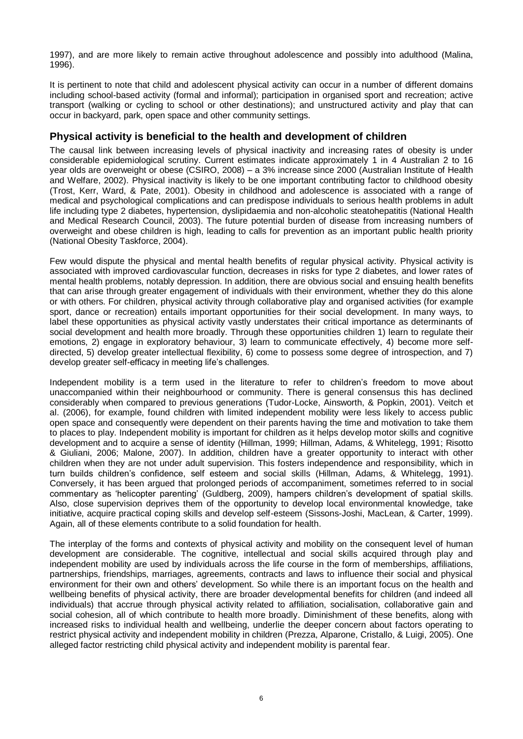1997), and are more likely to remain active throughout adolescence and possibly into adulthood (Malina, 1996).

It is pertinent to note that child and adolescent physical activity can occur in a number of different domains including school-based activity (formal and informal); participation in organised sport and recreation; active transport (walking or cycling to school or other destinations); and unstructured activity and play that can occur in backyard, park, open space and other community settings.

## Physical activity is beneficial to the health and development of children

The causal link between increasing levels of physical inactivity and increasing rates of obesity is under considerable epidemiological scrutiny. Current estimates indicate approximately 1 in 4 Australian 2 to 16 year olds are overweight or obese (CSIRO, 2008) – a 3% increase since 2000 (Australian Institute of Health and Welfare, 2002). Physical inactivity is likely to be one important contributing factor to childhood obesity (Trost, Kerr, Ward, & Pate, 2001). Obesity in childhood and adolescence is associated with a range of medical and psychological complications and can predispose individuals to serious health problems in adult life including type 2 diabetes, hypertension, dyslipidaemia and non-alcoholic steatohepatitis (National Health and Medical Research Council, 2003). The future potential burden of disease from increasing numbers of overweight and obese children is high, leading to calls for prevention as an important public health priority (National Obesity Taskforce, 2004).

Few would dispute the physical and mental health benefits of regular physical activity. Physical activity is associated with improved cardiovascular function, decreases in risks for type 2 diabetes, and lower rates of mental health problems, notably depression. In addition, there are obvious social and ensuing health benefits that can arise through greater engagement of individuals with their environment, whether they do this alone or with others. For children, physical activity through collaborative play and organised activities (for example sport, dance or recreation) entails important opportunities for their social development. In many ways, to label these opportunities as physical activity vastly understates their critical importance as determinants of social development and health more broadly. Through these opportunities children 1) learn to regulate their emotions, 2) engage in exploratory behaviour, 3) learn to communicate effectively, 4) become more self-directed, 5) develop greater intellectual flexibility, 6) come to possess some degree of introspection, and 7) develop greater self-efficacy in meeting life's challenges.

Independent mobility is a term used in the literature to refer to children's freedom to move about unaccompanied within their neighbourhood or community. There is general consensus this has declined considerably when compared to previous generations (Tudor-Locke, Ainsworth, & Popkin, 2001). Veitch et al. (2006), for example, found children with limited independent mobility were less likely to access public open space and consequently were dependent on their parents having the time and motivation to take them to places to play. Independent mobility is important for children as it helps develop motor skills and cognitive development and to acquire a sense of identity (Hillman, 1999; Hillman, Adams, & Whitelegg, 1991; Risotto & Giuliani, 2006; Malone, 2007). In addition, children have a greater opportunity to interact with other children when they are not under adult supervision. This fosters independence and responsibility, which in turn builds children's confidence, self esteem and social skills (Hillman, Adams, & Whitelegg, 1991). Conversely, it has been argued that prolonged periods of accompaniment, sometimes referred to in social commentary as 'helicopter parenting' (Guldberg, 2009), hampers children's development of spatial skills. Also, close supervision deprives them of the opportunity to develop local environmental knowledge, take initiative, acquire practical coping skills and develop self-esteem (Sissons-Joshi, MacLean, & Carter, 1999). Again, all of these elements contribute to a solid foundation for health.

The interplay of the forms and contexts of physical activity and mobility on the consequent level of human development are considerable. The cognitive, intellectual and social skills acquired through play and independent mobility are used by individuals across the life course in the form of memberships, affiliations, partnerships, friendships, marriages, agreements, contracts and laws to influence their social and physical environment for their own and others' development. So while there is an important focus on the health and wellbeing benefits of physical activity, there are broader developmental benefits for children (and indeed all individuals) that accrue through physical activity related to affiliation, socialisation, collaborative gain and social cohesion, all of which contribute to health more broadly. Diminishment of these benefits, along with increased risks to individual health and wellbeing, underlie the deeper concern about factors operating to restrict physical activity and independent mobility in children (Prezza, Alparone, Cristallo, & Luigi, 2005). One alleged factor restricting child physical activity and independent mobility is parental fear.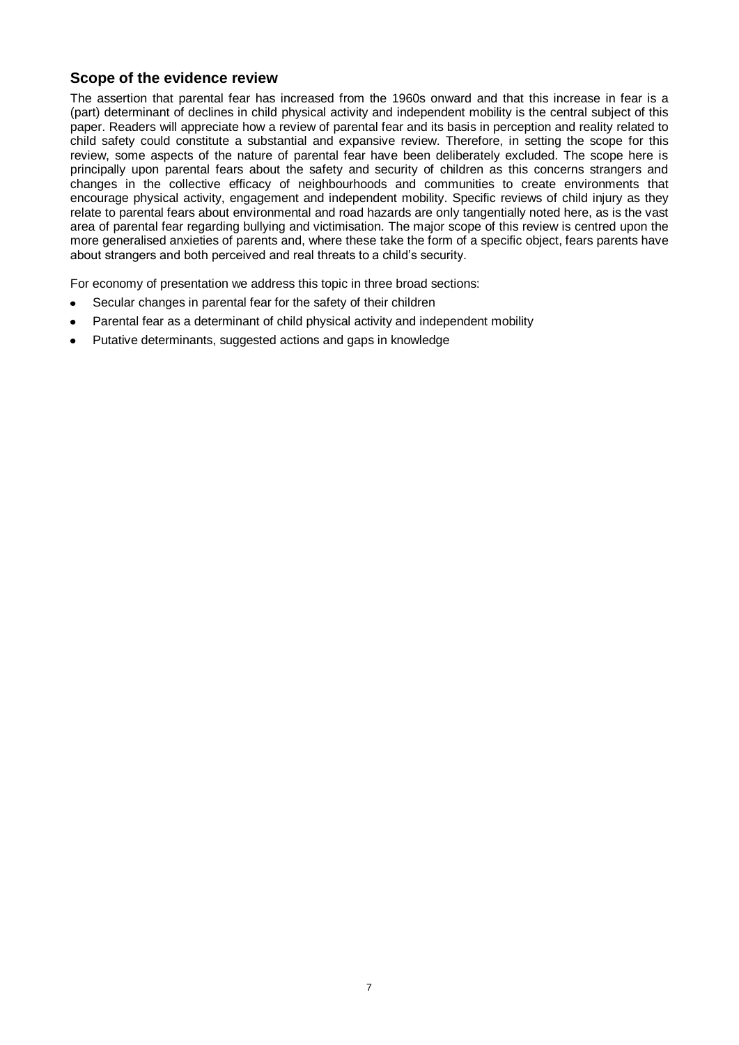## Scope of the evidence review

The assertion that parental fear has increased from the 1960s onward and that this increase in fear is a (part) determinant of declines in child physical activity and independent mobility is the central subject of this paper. Readers will appreciate how a review of parental fear and its basis in perception and reality related to child safety could constitute a substantial and expansive review. Therefore, in setting the scope for this review, some aspects of the nature of parental fear have been deliberately excluded. The scope here is principally upon parental fears about the safety and security of children as this concerns strangers and changes in the collective efficacy of neighbourhoods and communities to create environments that encourage physical activity, engagement and independent mobility. Specific reviews of child injury as they relate to parental fears about environmental and road hazards are only tangentially noted here, as is the vast area of parental fear regarding bullying and victimisation. The major scope of this review is centred upon the more generalised anxieties of parents and, where these take the form of a specific object, fears parents have about strangers and both perceived and real threats to a child's security.

For economy of presentation we address this topic in three broad sections:

- Secular changes in parental fear for the safety of their children
- Parental fear as a determinant of child physical activity and independent mobility
- Putative determinants, suggested actions and gaps in knowledge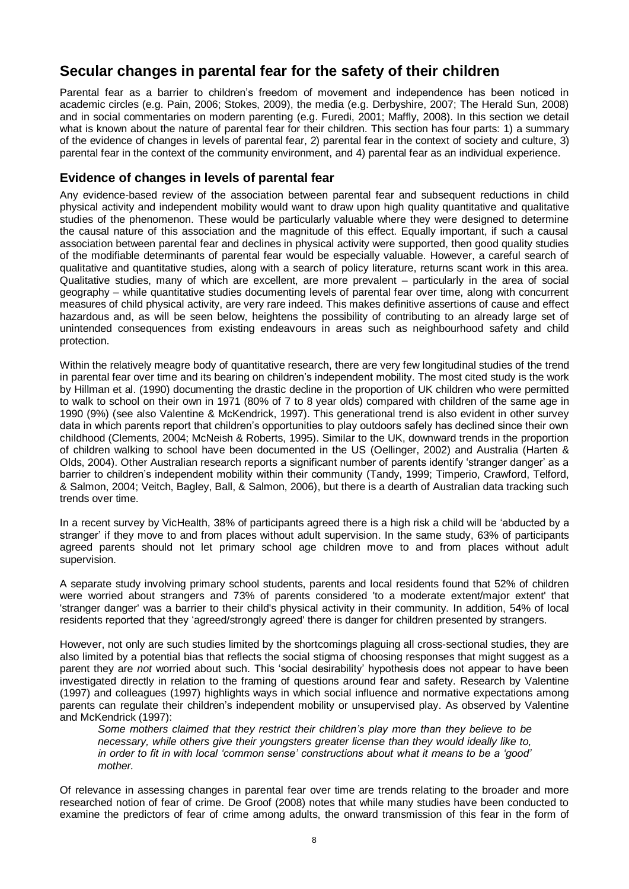## Secular changes in parental fear for the safety of their children

Parental fear as a barrier to children's freedom of movement and independence has been noticed in academic circles (e.g. Pain, 2006; Stokes, 2009), the media (e.g. Derbyshire, 2007; The Herald Sun, 2008) and in social commentaries on modern parenting (e.g. Furedi, 2001; Maffly, 2008). In this section we detail what is known about the nature of parental fear for their children. This section has four parts: 1) a summary of the evidence of changes in levels of parental fear, 2) parental fear in the context of society and culture, 3) parental fear in the context of the community environment, and 4) parental fear as an individual experience.

### Evidence of changes in levels of parental fear

Any evidence-based review of the association between parental fear and subsequent reductions in child physical activity and independent mobility would want to draw upon high quality quantitative and qualitative studies of the phenomenon. These would be particularly valuable where they were designed to determine the causal nature of this association and the magnitude of this effect. Equally important, if such a causal association between parental fear and declines in physical activity were supported, then good quality studies of the modifiable determinants of parental fear would be especially valuable. However, a careful search of qualitative and quantitative studies, along with a search of policy literature, returns scant work in this area. Qualitative studies, many of which are excellent, are more prevalent – particularly in the area of social geography – while quantitative studies documenting levels of parental fear over time, along with concurrent measures of child physical activity, are very rare indeed. This makes definitive assertions of cause and effect hazardous and, as will be seen below, heightens the possibility of contributing to an already large set of unintended consequences from existing endeavours in areas such as neighbourhood safety and child protection.

Within the relatively meagre body of quantitative research, there are very few longitudinal studies of the trend in parental fear over time and its bearing on children's independent mobility. The most cited study is the work by Hillman et al. (1990) documenting the drastic decline in the proportion of UK children who were permitted to walk to school on their own in 1971 (80% of 7 to 8 year olds) compared with children of the same age in 1990 (9%) (see also Valentine & McKendrick, 1997). This generational trend is also evident in other survey data in which parents report that children's opportunities to play outdoors safely has declined since their own childhood (Clements, 2004; McNeish & Roberts, 1995). Similar to the UK, downward trends in the proportion of children walking to school have been documented in the US (Oellinger, 2002) and Australia (Harten & Olds, 2004). Other Australian research reports a significant number of parents identify 'stranger danger' as a barrier to children's independent mobility within their community (Tandy, 1999; Timperio, Crawford, Telford, & Salmon, 2004; Veitch, Bagley, Ball, & Salmon, 2006), but there is a dearth of Australian data tracking such trends over time.

In a recent survey by VicHealth, 38% of participants agreed there is a high risk a child will be 'abducted by a stranger' if they move to and from places without adult supervision. In the same study, 63% of participants agreed parents should not let primary school age children move to and from places without adult supervision.

A separate study involving primary school students, parents and local residents found that 52% of children were worried about strangers and 73% of parents considered 'to a moderate extent/major extent' that 'stranger danger' was a barrier to their child's physical activity in their community. In addition, 54% of local residents reported that they 'agreed/strongly agreed' there is danger for children presented by strangers.

However, not only are such studies limited by the shortcomings plaguing all cross-sectional studies, they are also limited by a potential bias that reflects the social stigma of choosing responses that might suggest as a parent they are *not* worried about such. This 'social desirability' hypothesis does not appear to have been investigated directly in relation to the framing of questions around fear and safety. Research by Valentine (1997) and colleagues (1997) highlights ways in which social influence and normative expectations among parents can regulate their children's independent mobility or unsupervised play. As observed by Valentine and McKendrick (1997):

> *Some mothers claimed that they restrict their children's play more than they believe to be necessary, while others give their youngsters greater license than they would ideally like to, in order to fit in with local 'common sense' constructions about what it means to be a 'good' mother.*

Of relevance in assessing changes in parental fear over time are trends relating to the broader and more researched notion of fear of crime. De Groof (2008) notes that while many studies have been conducted to examine the predictors of fear of crime among adults, the onward transmission of this fear in the form of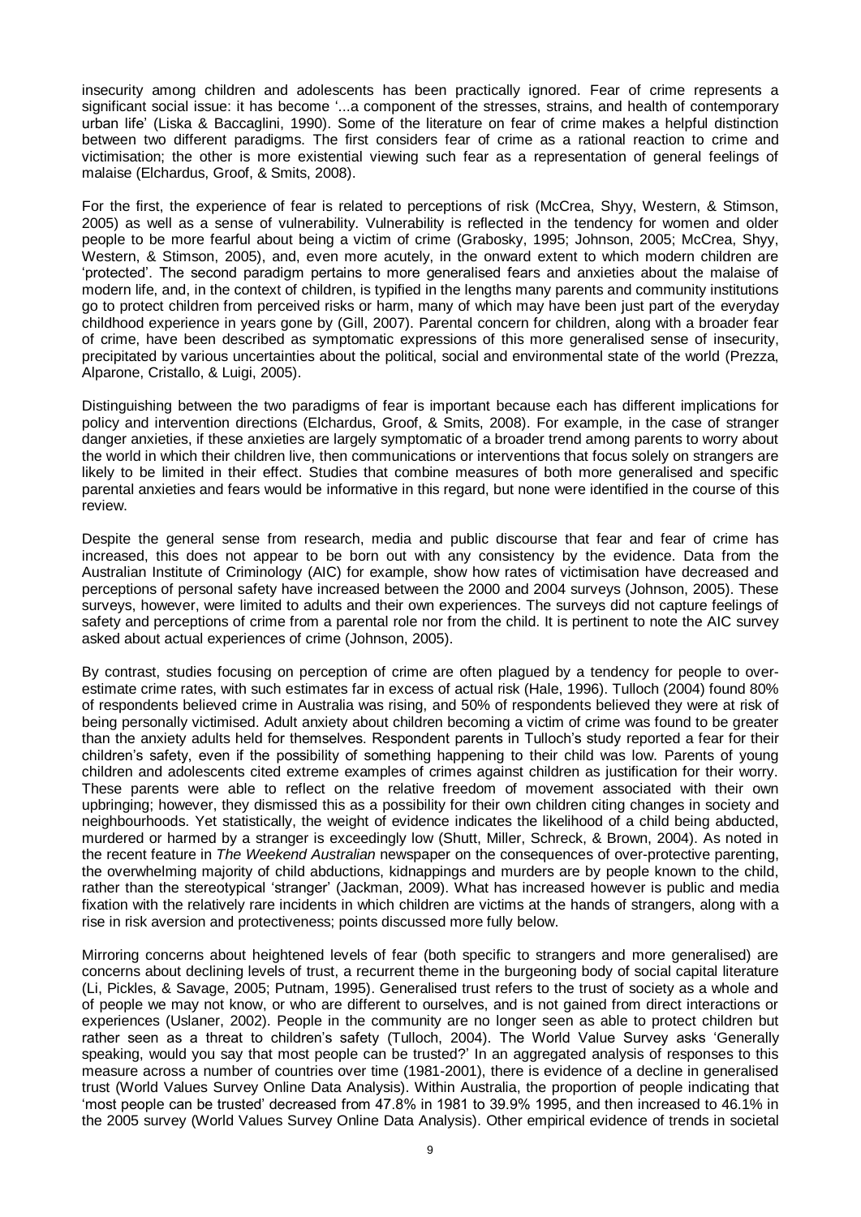insecurity among children and adolescents has been practically ignored. Fear of crime represents a significant social issue: it has become '...a component of the stresses, strains, and health of contemporary urban life' (Liska & Baccaglini, 1990). Some of the literature on fear of crime makes a helpful distinction between two different paradigms. The first considers fear of crime as a rational reaction to crime and victimisation; the other is more existential viewing such fear as a representation of general feelings of malaise (Elchardus, Groof, & Smits, 2008).

For the first, the experience of fear is related to perceptions of risk (McCrea, Shyy, Western, & Stimson, 2005) as well as a sense of vulnerability. Vulnerability is reflected in the tendency for women and older people to be more fearful about being a victim of crime (Grabosky, 1995; Johnson, 2005; McCrea, Shyy, Western, & Stimson, 2005), and, even more acutely, in the onward extent to which modern children are 'protected'. The second paradigm pertains to more generalised fears and anxieties about the malaise of modern life, and, in the context of children, is typified in the lengths many parents and community institutions go to protect children from perceived risks or harm, many of which may have been just part of the everyday childhood experience in years gone by (Gill, 2007). Parental concern for children, along with a broader fear of crime, have been described as symptomatic expressions of this more generalised sense of insecurity, precipitated by various uncertainties about the political, social and environmental state of the world (Prezza, Alparone, Cristallo, & Luigi, 2005).

Distinguishing between the two paradigms of fear is important because each has different implications for policy and intervention directions (Elchardus, Groof, & Smits, 2008). For example, in the case of stranger danger anxieties, if these anxieties are largely symptomatic of a broader trend among parents to worry about the world in which their children live, then communications or interventions that focus solely on strangers are likely to be limited in their effect. Studies that combine measures of both more generalised and specific parental anxieties and fears would be informative in this regard, but none were identified in the course of this review.

Despite the general sense from research, media and public discourse that fear and fear of crime has increased, this does not appear to be born out with any consistency by the evidence. Data from the Australian Institute of Criminology (AIC) for example, show how rates of victimisation have decreased and perceptions of personal safety have increased between the 2000 and 2004 surveys (Johnson, 2005). These surveys, however, were limited to adults and their own experiences. The surveys did not capture feelings of safety and perceptions of crime from a parental role nor from the child. It is pertinent to note the AIC survey asked about actual experiences of crime (Johnson, 2005).

By contrast, studies focusing on perception of crime are often plagued by a tendency for people to over-estimate crime rates, with such estimates far in excess of actual risk (Hale, 1996). Tulloch (2004) found 80% of respondents believed crime in Australia was rising, and 50% of respondents believed they were at risk of being personally victimised. Adult anxiety about children becoming a victim of crime was found to be greater than the anxiety adults held for themselves. Respondent parents in Tulloch's study reported a fear for their children's safety, even if the possibility of something happening to their child was low. Parents of young children and adolescents cited extreme examples of crimes against children as justification for their worry. These parents were able to reflect on the relative freedom of movement associated with their own upbringing; however, they dismissed this as a possibility for their own children citing changes in society and neighbourhoods. Yet statistically, the weight of evidence indicates the likelihood of a child being abducted, murdered or harmed by a stranger is exceedingly low (Shutt, Miller, Schreck, & Brown, 2004). As noted in the recent feature in *The Weekend Australian* newspaper on the consequences of over-protective parenting, the overwhelming majority of child abductions, kidnappings and murders are by people known to the child, rather than the stereotypical 'stranger' (Jackman, 2009). What has increased however is public and media fixation with the relatively rare incidents in which children are victims at the hands of strangers, along with a rise in risk aversion and protectiveness; points discussed more fully below.

Mirroring concerns about heightened levels of fear (both specific to strangers and more generalised) are concerns about declining levels of trust, a recurrent theme in the burgeoning body of social capital literature (Li, Pickles, & Savage, 2005; Putnam, 1995). Generalised trust refers to the trust of society as a whole and of people we may not know, or who are different to ourselves, and is not gained from direct interactions or experiences (Uslaner, 2002). People in the community are no longer seen as able to protect children but rather seen as a threat to children's safety (Tulloch, 2004). The World Value Survey asks 'Generally speaking, would you say that most people can be trusted?' In an aggregated analysis of responses to this measure across a number of countries over time (1981-2001), there is evidence of a decline in generalised trust (World Values Survey Online Data Analysis). Within Australia, the proportion of people indicating that 'most people can be trusted' decreased from 47.8% in 1981 to 39.9% 1995, and then increased to 46.1% in the 2005 survey (World Values Survey Online Data Analysis). Other empirical evidence of trends in societal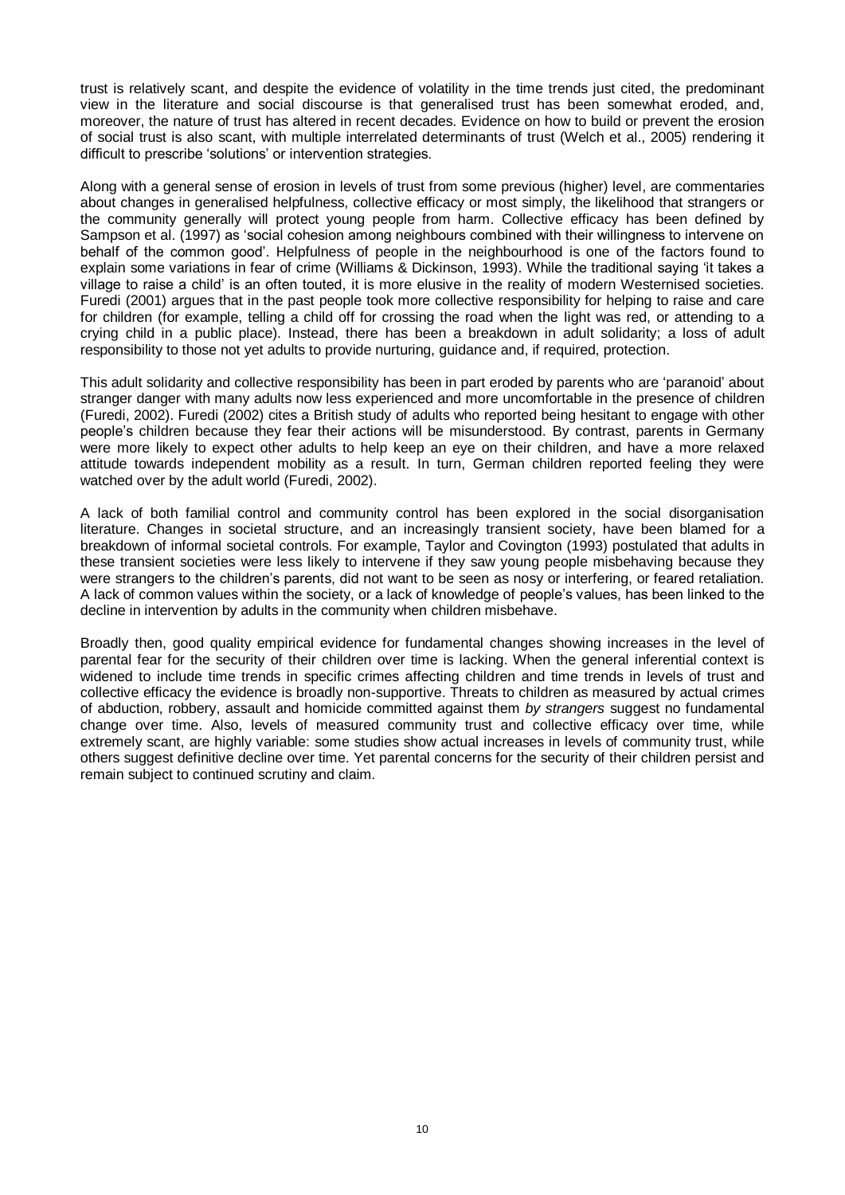trust is relatively scant, and despite the evidence of volatility in the time trends just cited, the predominant view in the literature and social discourse is that generalised trust has been somewhat eroded, and, moreover, the nature of trust has altered in recent decades. Evidence on how to build or prevent the erosion of social trust is also scant, with multiple interrelated determinants of trust (Welch et al., 2005) rendering it difficult to prescribe 'solutions' or intervention strategies.

Along with a general sense of erosion in levels of trust from some previous (higher) level, are commentaries about changes in generalised helpfulness, collective efficacy or most simply, the likelihood that strangers or the community generally will protect young people from harm. Collective efficacy has been defined by Sampson et al. (1997) as 'social cohesion among neighbours combined with their willingness to intervene on behalf of the common good'. Helpfulness of people in the neighbourhood is one of the factors found to explain some variations in fear of crime (Williams & Dickinson, 1993). While the traditional saying 'it takes a village to raise a child' is an often touted, it is more elusive in the reality of modern Westernised societies. Furedi (2001) argues that in the past people took more collective responsibility for helping to raise and care for children (for example, telling a child off for crossing the road when the light was red, or attending to a crying child in a public place). Instead, there has been a breakdown in adult solidarity; a loss of adult responsibility to those not yet adults to provide nurturing, guidance and, if required, protection.

This adult solidarity and collective responsibility has been in part eroded by parents who are 'paranoid' about stranger danger with many adults now less experienced and more uncomfortable in the presence of children (Furedi, 2002). Furedi (2002) cites a British study of adults who reported being hesitant to engage with other people's children because they fear their actions will be misunderstood. By contrast, parents in Germany were more likely to expect other adults to help keep an eye on their children, and have a more relaxed attitude towards independent mobility as a result. In turn, German children reported feeling they were watched over by the adult world (Furedi, 2002).

A lack of both familial control and community control has been explored in the social disorganisation literature. Changes in societal structure, and an increasingly transient society, have been blamed for a breakdown of informal societal controls. For example, Taylor and Covington (1993) postulated that adults in these transient societies were less likely to intervene if they saw young people misbehaving because they were strangers to the children's parents, did not want to be seen as nosy or interfering, or feared retaliation. A lack of common values within the society, or a lack of knowledge of people's values, has been linked to the decline in intervention by adults in the community when children misbehave.

Broadly then, good quality empirical evidence for fundamental changes showing increases in the level of parental fear for the security of their children over time is lacking. When the general inferential context is widened to include time trends in specific crimes affecting children and time trends in levels of trust and collective efficacy the evidence is broadly non-supportive. Threats to children as measured by actual crimes of abduction, robbery, assault and homicide committed against them *by strangers* suggest no fundamental change over time. Also, levels of measured community trust and collective efficacy over time, while extremely scant, are highly variable: some studies show actual increases in levels of community trust, while others suggest definitive decline over time. Yet parental concerns for the security of their children persist and remain subject to continued scrutiny and claim.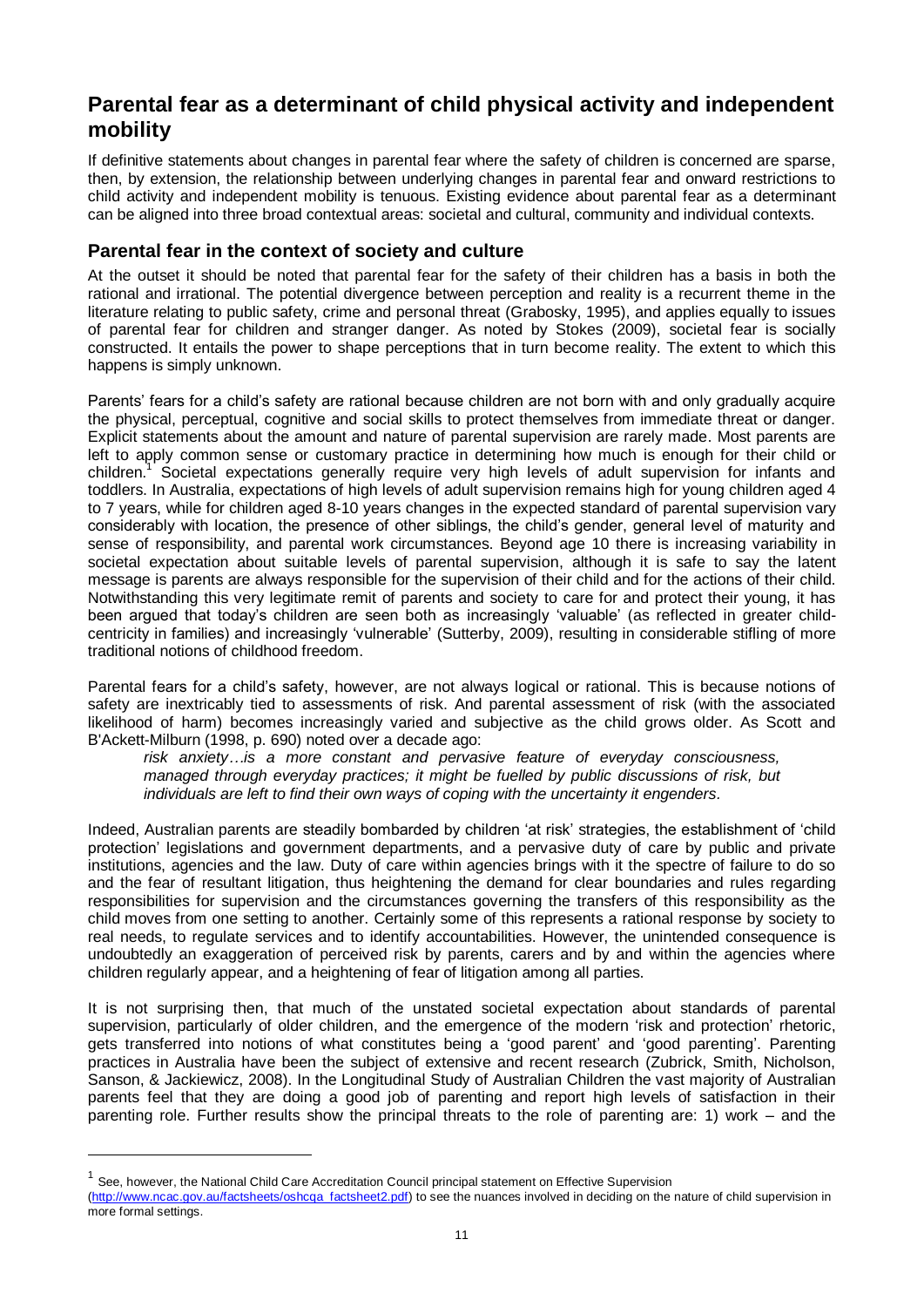## Parental fear as a determinant of child physical activity and independent mobility

If definitive statements about changes in parental fear where the safety of children is concerned are sparse, then, by extension, the relationship between underlying changes in parental fear and onward restrictions to child activity and independent mobility is tenuous. Existing evidence about parental fear as a determinant can be aligned into three broad contextual areas: societal and cultural, community and individual contexts.

### Parental fear in the context of society and culture

At the outset it should be noted that parental fear for the safety of their children has a basis in both the rational and irrational. The potential divergence between perception and reality is a recurrent theme in the literature relating to public safety, crime and personal threat (Grabosky, 1995), and applies equally to issues of parental fear for children and stranger danger. As noted by Stokes (2009), societal fear is socially constructed. It entails the power to shape perceptions that in turn become reality. The extent to which this happens is simply unknown.

Parents' fears for a child's safety are rational because children are not born with and only gradually acquire the physical, perceptual, cognitive and social skills to protect themselves from immediate threat or danger. Explicit statements about the amount and nature of parental supervision are rarely made. Most parents are left to apply common sense or customary practice in determining how much is enough for their child or children.[1] Societal expectations generally require very high levels of adult supervision for infants and toddlers. In Australia, expectations of high levels of adult supervision remains high for young children aged 4 to 7 years, while for children aged 8-10 years changes in the expected standard of parental supervision vary considerably with location, the presence of other siblings, the child's gender, general level of maturity and sense of responsibility, and parental work circumstances. Beyond age 10 there is increasing variability in societal expectation about suitable levels of parental supervision, although it is safe to say the latent message is parents are always responsible for the supervision of their child and for the actions of their child. Notwithstanding this very legitimate remit of parents and society to care for and protect their young, it has been argued that today's children are seen both as increasingly 'valuable' (as reflected in greater child-centricity in families) and increasingly 'vulnerable' (Sutterby, 2009), resulting in considerable stifling of more traditional notions of childhood freedom.

Parental fears for a child's safety, however, are not always logical or rational. This is because notions of safety are inextricably tied to assessments of risk. And parental assessment of risk (with the associated likelihood of harm) becomes increasingly varied and subjective as the child grows older. As Scott and B'Ackett-Milburn (1998, p. 690) noted over a decade ago:

> *risk anxiety…is a more constant and pervasive feature of everyday consciousness, managed through everyday practices; it might be fuelled by public discussions of risk, but individuals are left to find their own ways of coping with the uncertainty it engenders.*

Indeed, Australian parents are steadily bombarded by children 'at risk' strategies, the establishment of 'child protection' legislations and government departments, and a pervasive duty of care by public and private institutions, agencies and the law. Duty of care within agencies brings with it the spectre of failure to do so and the fear of resultant litigation, thus heightening the demand for clear boundaries and rules regarding responsibilities for supervision and the circumstances governing the transfers of this responsibility as the child moves from one setting to another. Certainly some of this represents a rational response by society to real needs, to regulate services and to identify accountabilities. However, the unintended consequence is undoubtedly an exaggeration of perceived risk by parents, carers and by and within the agencies where children regularly appear, and a heightening of fear of litigation among all parties.

It is not surprising then, that much of the unstated societal expectation about standards of parental supervision, particularly of older children, and the emergence of the modern 'risk and protection' rhetoric, gets transferred into notions of what constitutes being a 'good parent' and 'good parenting'. Parenting practices in Australia have been the subject of extensive and recent research (Zubrick, Smith, Nicholson, Sanson, & Jackiewicz, 2008). In the Longitudinal Study of Australian Children the vast majority of Australian parents feel that they are doing a good job of parenting and report high levels of satisfaction in their parenting role. Further results show the principal threats to the role of parenting are: 1) work – and the

---

[1] See, however, the National Child Care Accreditation Council principal statement on Effective Supervision (http://www.ncac.gov.au/factsheets/oshcqa_factsheet2.pdf) to see the nuances involved in deciding on the nature of child supervision in more formal settings.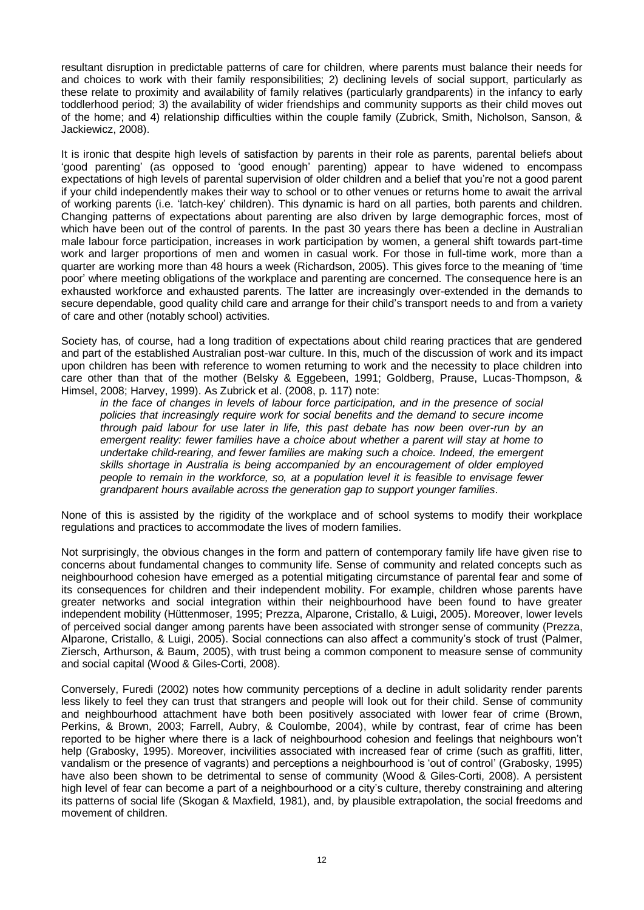resultant disruption in predictable patterns of care for children, where parents must balance their needs for and choices to work with their family responsibilities; 2) declining levels of social support, particularly as these relate to proximity and availability of family relatives (particularly grandparents) in the infancy to early toddlerhood period; 3) the availability of wider friendships and community supports as their child moves out of the home; and 4) relationship difficulties within the couple family (Zubrick, Smith, Nicholson, Sanson, & Jackiewicz, 2008).

It is ironic that despite high levels of satisfaction by parents in their role as parents, parental beliefs about 'good parenting' (as opposed to 'good enough' parenting) appear to have widened to encompass expectations of high levels of parental supervision of older children and a belief that you're not a good parent if your child independently makes their way to school or to other venues or returns home to await the arrival of working parents (i.e. 'latch-key' children). This dynamic is hard on all parties, both parents and children. Changing patterns of expectations about parenting are also driven by large demographic forces, most of which have been out of the control of parents. In the past 30 years there has been a decline in Australian male labour force participation, increases in work participation by women, a general shift towards part-time work and larger proportions of men and women in casual work. For those in full-time work, more than a quarter are working more than 48 hours a week (Richardson, 2005). This gives force to the meaning of 'time poor' where meeting obligations of the workplace and parenting are concerned. The consequence here is an exhausted workforce and exhausted parents. The latter are increasingly over-extended in the demands to secure dependable, good quality child care and arrange for their child's transport needs to and from a variety of care and other (notably school) activities.

Society has, of course, had a long tradition of expectations about child rearing practices that are gendered and part of the established Australian post-war culture. In this, much of the discussion of work and its impact upon children has been with reference to women returning to work and the necessity to place children into care other than that of the mother (Belsky & Eggebeen, 1991; Goldberg, Prause, Lucas-Thompson, & Himsel, 2008; Harvey, 1999). As Zubrick et al. (2008, p. 117) note:

> *in the face of changes in levels of labour force participation, and in the presence of social policies that increasingly require work for social benefits and the demand to secure income through paid labour for use later in life, this past debate has now been over-run by an emergent reality: fewer families have a choice about whether a parent will stay at home to undertake child-rearing, and fewer families are making such a choice. Indeed, the emergent skills shortage in Australia is being accompanied by an encouragement of older employed people to remain in the workforce, so, at a population level it is feasible to envisage fewer grandparent hours available across the generation gap to support younger families*.

None of this is assisted by the rigidity of the workplace and of school systems to modify their workplace regulations and practices to accommodate the lives of modern families.

Not surprisingly, the obvious changes in the form and pattern of contemporary family life have given rise to concerns about fundamental changes to community life. Sense of community and related concepts such as neighbourhood cohesion have emerged as a potential mitigating circumstance of parental fear and some of its consequences for children and their independent mobility. For example, children whose parents have greater networks and social integration within their neighbourhood have been found to have greater independent mobility (Hüttenmoser, 1995; Prezza, Alparone, Cristallo, & Luigi, 2005). Moreover, lower levels of perceived social danger among parents have been associated with stronger sense of community (Prezza, Alparone, Cristallo, & Luigi, 2005). Social connections can also affect a community's stock of trust (Palmer, Ziersch, Arthurson, & Baum, 2005), with trust being a common component to measure sense of community and social capital (Wood & Giles-Corti, 2008).

Conversely, Furedi (2002) notes how community perceptions of a decline in adult solidarity render parents less likely to feel they can trust that strangers and people will look out for their child. Sense of community and neighbourhood attachment have both been positively associated with lower fear of crime (Brown, Perkins, & Brown, 2003; Farrell, Aubry, & Coulombe, 2004), while by contrast, fear of crime has been reported to be higher where there is a lack of neighbourhood cohesion and feelings that neighbours won't help (Grabosky, 1995). Moreover, incivilities associated with increased fear of crime (such as graffiti, litter, vandalism or the presence of vagrants) and perceptions a neighbourhood is 'out of control' (Grabosky, 1995) have also been shown to be detrimental to sense of community (Wood & Giles-Corti, 2008). A persistent high level of fear can become a part of a neighbourhood or a city's culture, thereby constraining and altering its patterns of social life (Skogan & Maxfield, 1981), and, by plausible extrapolation, the social freedoms and movement of children.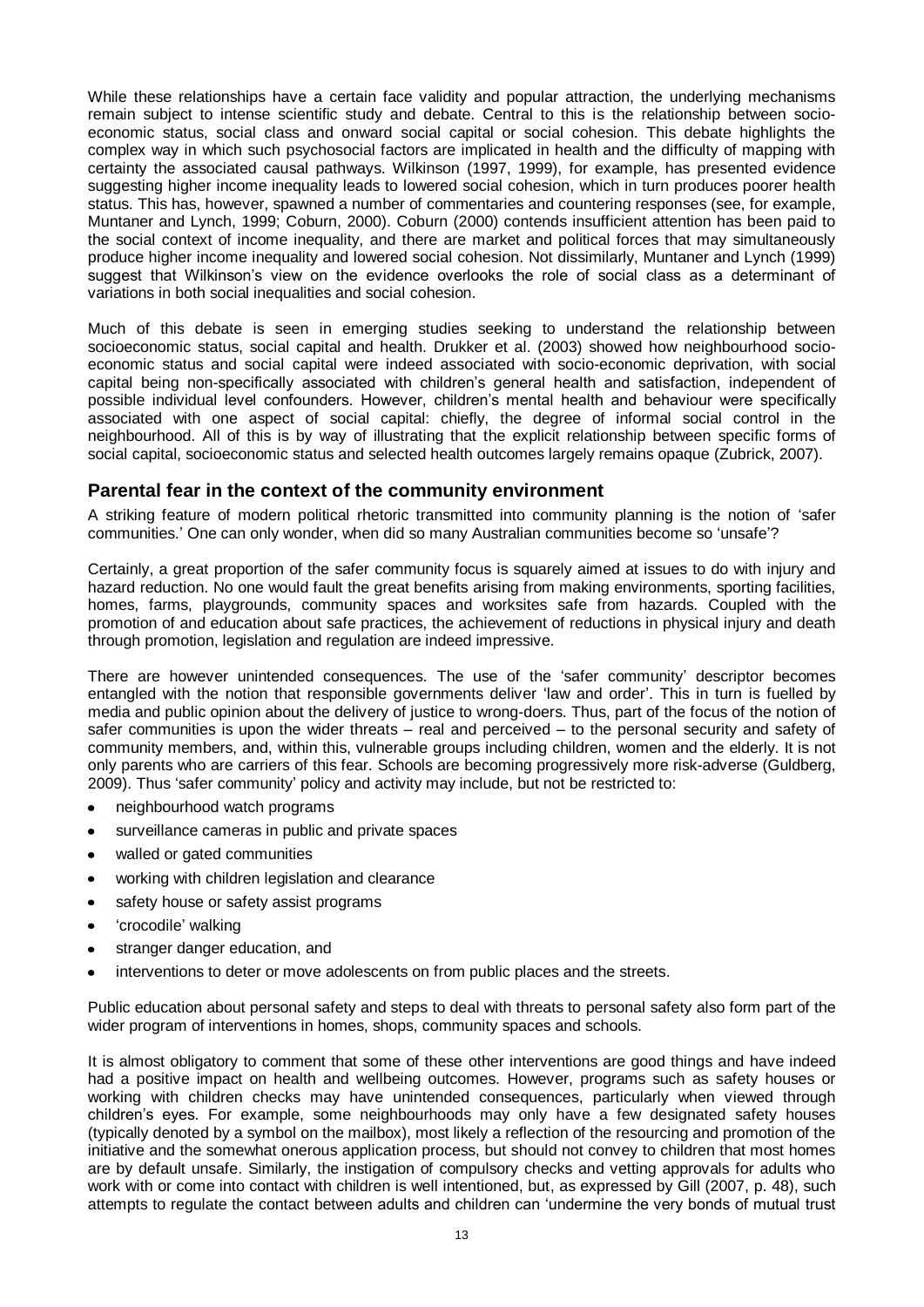While these relationships have a certain face validity and popular attraction, the underlying mechanisms remain subject to intense scientific study and debate. Central to this is the relationship between socio-economic status, social class and onward social capital or social cohesion. This debate highlights the complex way in which such psychosocial factors are implicated in health and the difficulty of mapping with certainty the associated causal pathways. Wilkinson (1997, 1999), for example, has presented evidence suggesting higher income inequality leads to lowered social cohesion, which in turn produces poorer health status. This has, however, spawned a number of commentaries and countering responses (see, for example, Muntaner and Lynch, 1999; Coburn, 2000). Coburn (2000) contends insufficient attention has been paid to the social context of income inequality, and there are market and political forces that may simultaneously produce higher income inequality and lowered social cohesion. Not dissimilarly, Muntaner and Lynch (1999) suggest that Wilkinson's view on the evidence overlooks the role of social class as a determinant of variations in both social inequalities and social cohesion.

Much of this debate is seen in emerging studies seeking to understand the relationship between socioeconomic status, social capital and health. Drukker et al. (2003) showed how neighbourhood socio-economic status and social capital were indeed associated with socio-economic deprivation, with social capital being non-specifically associated with children's general health and satisfaction, independent of possible individual level confounders. However, children's mental health and behaviour were specifically associated with one aspect of social capital: chiefly, the degree of informal social control in the neighbourhood. All of this is by way of illustrating that the explicit relationship between specific forms of social capital, socioeconomic status and selected health outcomes largely remains opaque (Zubrick, 2007).

## Parental fear in the context of the community environment

A striking feature of modern political rhetoric transmitted into community planning is the notion of 'safer communities.' One can only wonder, when did so many Australian communities become so 'unsafe'?

Certainly, a great proportion of the safer community focus is squarely aimed at issues to do with injury and hazard reduction. No one would fault the great benefits arising from making environments, sporting facilities, homes, farms, playgrounds, community spaces and worksites safe from hazards. Coupled with the promotion of and education about safe practices, the achievement of reductions in physical injury and death through promotion, legislation and regulation are indeed impressive.

There are however unintended consequences. The use of the 'safer community' descriptor becomes entangled with the notion that responsible governments deliver 'law and order'. This in turn is fuelled by media and public opinion about the delivery of justice to wrong-doers. Thus, part of the focus of the notion of safer communities is upon the wider threats – real and perceived – to the personal security and safety of community members, and, within this, vulnerable groups including children, women and the elderly. It is not only parents who are carriers of this fear. Schools are becoming progressively more risk-adverse (Guldberg, 2009). Thus 'safer community' policy and activity may include, but not be restricted to:

- neighbourhood watch programs
- surveillance cameras in public and private spaces
- walled or gated communities
- working with children legislation and clearance
- safety house or safety assist programs
- 'crocodile' walking
- stranger danger education, and
- interventions to deter or move adolescents on from public places and the streets.

Public education about personal safety and steps to deal with threats to personal safety also form part of the wider program of interventions in homes, shops, community spaces and schools.

It is almost obligatory to comment that some of these other interventions are good things and have indeed had a positive impact on health and wellbeing outcomes. However, programs such as safety houses or working with children checks may have unintended consequences, particularly when viewed through children's eyes. For example, some neighbourhoods may only have a few designated safety houses (typically denoted by a symbol on the mailbox), most likely a reflection of the resourcing and promotion of the initiative and the somewhat onerous application process, but should not convey to children that most homes are by default unsafe. Similarly, the instigation of compulsory checks and vetting approvals for adults who work with or come into contact with children is well intentioned, but, as expressed by Gill (2007, p. 48), such attempts to regulate the contact between adults and children can 'undermine the very bonds of mutual trust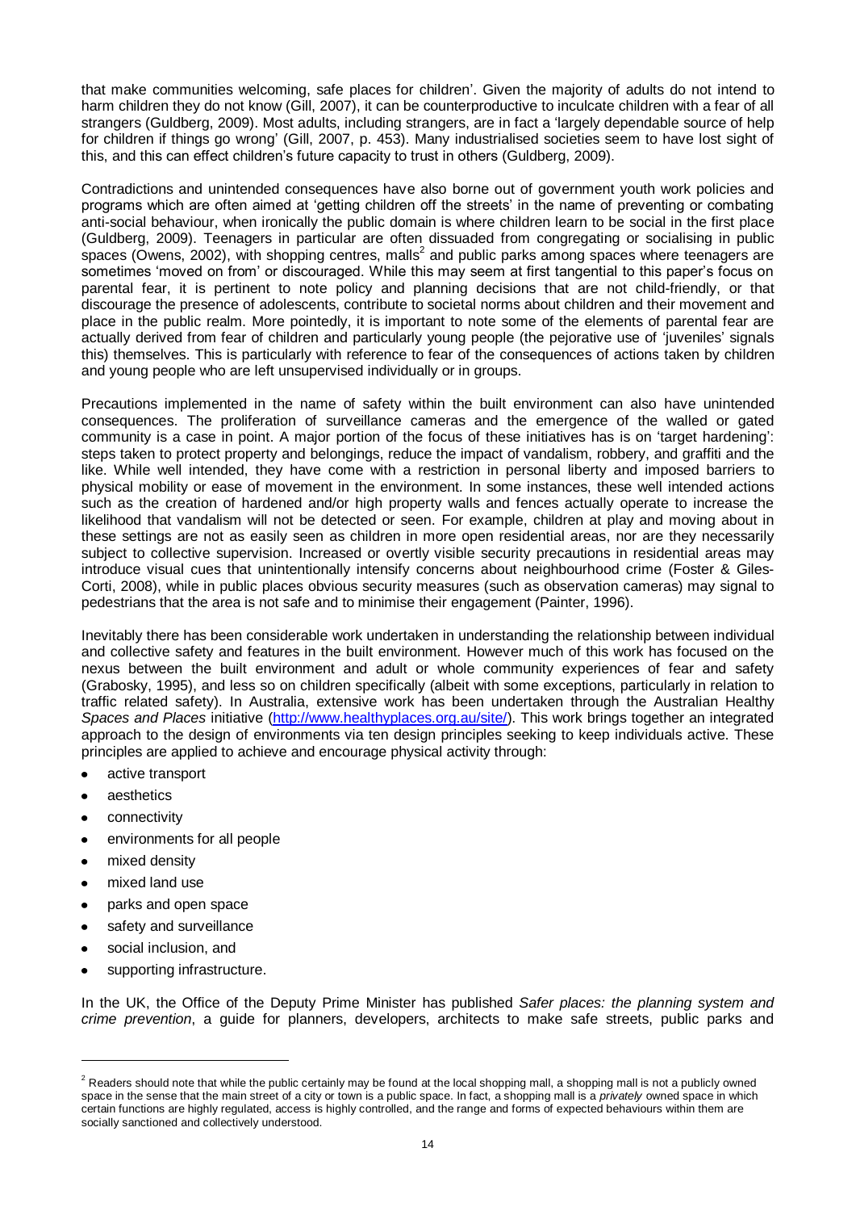that make communities welcoming, safe places for children'. Given the majority of adults do not intend to harm children they do not know (Gill, 2007), it can be counterproductive to inculcate children with a fear of all strangers (Guldberg, 2009). Most adults, including strangers, are in fact a 'largely dependable source of help for children if things go wrong' (Gill, 2007, p. 453). Many industrialised societies seem to have lost sight of this, and this can effect children's future capacity to trust in others (Guldberg, 2009).

Contradictions and unintended consequences have also borne out of government youth work policies and programs which are often aimed at 'getting children off the streets' in the name of preventing or combating anti-social behaviour, when ironically the public domain is where children learn to be social in the first place (Guldberg, 2009). Teenagers in particular are often dissuaded from congregating or socialising in public spaces (Owens, 2002), with shopping centres, malls[2] and public parks among spaces where teenagers are sometimes 'moved on from' or discouraged. While this may seem at first tangential to this paper's focus on parental fear, it is pertinent to note policy and planning decisions that are not child-friendly, or that discourage the presence of adolescents, contribute to societal norms about children and their movement and place in the public realm. More pointedly, it is important to note some of the elements of parental fear are actually derived from fear of children and particularly young people (the pejorative use of 'juveniles' signals this) themselves. This is particularly with reference to fear of the consequences of actions taken by children and young people who are left unsupervised individually or in groups.

Precautions implemented in the name of safety within the built environment can also have unintended consequences. The proliferation of surveillance cameras and the emergence of the walled or gated community is a case in point. A major portion of the focus of these initiatives has is on 'target hardening': steps taken to protect property and belongings, reduce the impact of vandalism, robbery, and graffiti and the like. While well intended, they have come with a restriction in personal liberty and imposed barriers to physical mobility or ease of movement in the environment. In some instances, these well intended actions such as the creation of hardened and/or high property walls and fences actually operate to increase the likelihood that vandalism will not be detected or seen. For example, children at play and moving about in these settings are not as easily seen as children in more open residential areas, nor are they necessarily subject to collective supervision. Increased or overtly visible security precautions in residential areas may introduce visual cues that unintentionally intensify concerns about neighbourhood crime (Foster & Giles-Corti, 2008), while in public places obvious security measures (such as observation cameras) may signal to pedestrians that the area is not safe and to minimise their engagement (Painter, 1996).

Inevitably there has been considerable work undertaken in understanding the relationship between individual and collective safety and features in the built environment. However much of this work has focused on the nexus between the built environment and adult or whole community experiences of fear and safety (Grabosky, 1995), and less so on children specifically (albeit with some exceptions, particularly in relation to traffic related safety). In Australia, extensive work has been undertaken through the Australian Healthy *Spaces and Places* initiative (http://www.healthyplaces.org.au/site/). This work brings together an integrated approach to the design of environments via ten design principles seeking to keep individuals active. These principles are applied to achieve and encourage physical activity through:

- active transport
- aesthetics
- connectivity
- environments for all people
- mixed density
- mixed land use
- parks and open space
- safety and surveillance
- social inclusion, and
- supporting infrastructure.

In the UK, the Office of the Deputy Prime Minister has published *Safer places: the planning system and crime prevention*, a guide for planners, developers, architects to make safe streets, public parks and

[2] Readers should note that while the public certainly may be found at the local shopping mall, a shopping mall is not a publicly owned space in the sense that the main street of a city or town is a public space. In fact, a shopping mall is a *privately* owned space in which certain functions are highly regulated, access is highly controlled, and the range and forms of expected behaviours within them are socially sanctioned and collectively understood.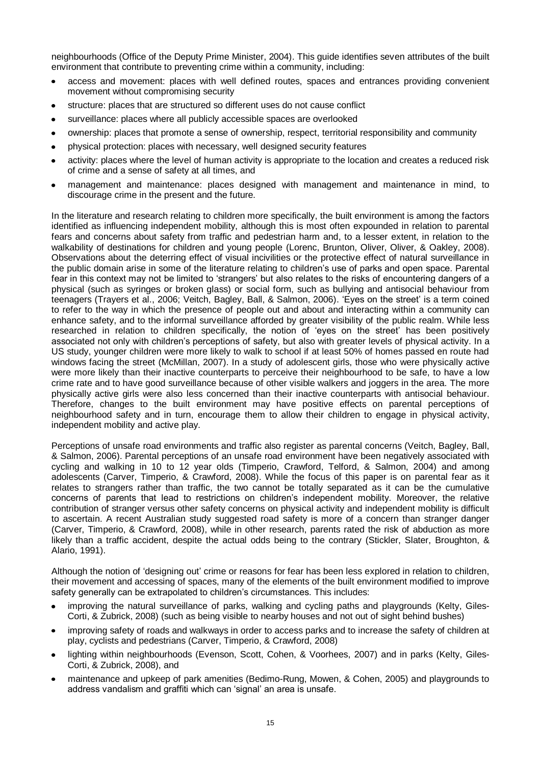neighbourhoods (Office of the Deputy Prime Minister, 2004). This guide identifies seven attributes of the built environment that contribute to preventing crime within a community, including:

- access and movement: places with well defined routes, spaces and entrances providing convenient movement without compromising security
- structure: places that are structured so different uses do not cause conflict
- surveillance: places where all publicly accessible spaces are overlooked
- ownership: places that promote a sense of ownership, respect, territorial responsibility and community
- physical protection: places with necessary, well designed security features
- activity: places where the level of human activity is appropriate to the location and creates a reduced risk of crime and a sense of safety at all times, and
- management and maintenance: places designed with management and maintenance in mind, to discourage crime in the present and the future.

In the literature and research relating to children more specifically, the built environment is among the factors identified as influencing independent mobility, although this is most often expounded in relation to parental fears and concerns about safety from traffic and pedestrian harm and, to a lesser extent, in relation to the walkability of destinations for children and young people (Lorenc, Brunton, Oliver, Oliver, & Oakley, 2008). Observations about the deterring effect of visual incivilities or the protective effect of natural surveillance in the public domain arise in some of the literature relating to children's use of parks and open space. Parental fear in this context may not be limited to 'strangers' but also relates to the risks of encountering dangers of a physical (such as syringes or broken glass) or social form, such as bullying and antisocial behaviour from teenagers (Trayers et al., 2006; Veitch, Bagley, Ball, & Salmon, 2006). 'Eyes on the street' is a term coined to refer to the way in which the presence of people out and about and interacting within a community can enhance safety, and to the informal surveillance afforded by greater visibility of the public realm. While less researched in relation to children specifically, the notion of 'eyes on the street' has been positively associated not only with children's perceptions of safety, but also with greater levels of physical activity. In a US study, younger children were more likely to walk to school if at least 50% of homes passed en route had windows facing the street (McMillan, 2007). In a study of adolescent girls, those who were physically active were more likely than their inactive counterparts to perceive their neighbourhood to be safe, to have a low crime rate and to have good surveillance because of other visible walkers and joggers in the area. The more physically active girls were also less concerned than their inactive counterparts with antisocial behaviour. Therefore, changes to the built environment may have positive effects on parental perceptions of neighbourhood safety and in turn, encourage them to allow their children to engage in physical activity, independent mobility and active play.

Perceptions of unsafe road environments and traffic also register as parental concerns (Veitch, Bagley, Ball, & Salmon, 2006). Parental perceptions of an unsafe road environment have been negatively associated with cycling and walking in 10 to 12 year olds (Timperio, Crawford, Telford, & Salmon, 2004) and among adolescents (Carver, Timperio, & Crawford, 2008). While the focus of this paper is on parental fear as it relates to strangers rather than traffic, the two cannot be totally separated as it can be the cumulative concerns of parents that lead to restrictions on children's independent mobility. Moreover, the relative contribution of stranger versus other safety concerns on physical activity and independent mobility is difficult to ascertain. A recent Australian study suggested road safety is more of a concern than stranger danger (Carver, Timperio, & Crawford, 2008), while in other research, parents rated the risk of abduction as more likely than a traffic accident, despite the actual odds being to the contrary (Stickler, Slater, Broughton, & Alario, 1991).

Although the notion of 'designing out' crime or reasons for fear has been less explored in relation to children, their movement and accessing of spaces, many of the elements of the built environment modified to improve safety generally can be extrapolated to children's circumstances. This includes:

- improving the natural surveillance of parks, walking and cycling paths and playgrounds (Kelty, Giles-Corti, & Zubrick, 2008) (such as being visible to nearby houses and not out of sight behind bushes)
- improving safety of roads and walkways in order to access parks and to increase the safety of children at play, cyclists and pedestrians (Carver, Timperio, & Crawford, 2008)
- lighting within neighbourhoods (Evenson, Scott, Cohen, & Voorhees, 2007) and in parks (Kelty, Giles-Corti, & Zubrick, 2008), and
- maintenance and upkeep of park amenities (Bedimo-Rung, Mowen, & Cohen, 2005) and playgrounds to address vandalism and graffiti which can 'signal' an area is unsafe.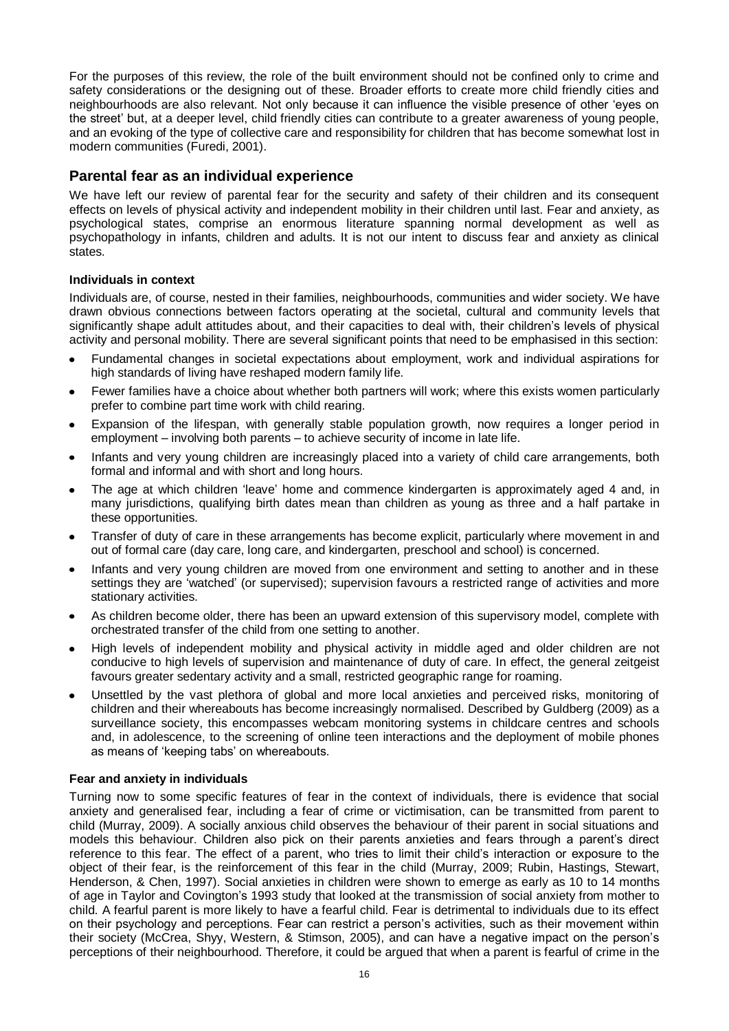For the purposes of this review, the role of the built environment should not be confined only to crime and safety considerations or the designing out of these. Broader efforts to create more child friendly cities and neighbourhoods are also relevant. Not only because it can influence the visible presence of other 'eyes on the street' but, at a deeper level, child friendly cities can contribute to a greater awareness of young people, and an evoking of the type of collective care and responsibility for children that has become somewhat lost in modern communities (Furedi, 2001).

## Parental fear as an individual experience

We have left our review of parental fear for the security and safety of their children and its consequent effects on levels of physical activity and independent mobility in their children until last. Fear and anxiety, as psychological states, comprise an enormous literature spanning normal development as well as psychopathology in infants, children and adults. It is not our intent to discuss fear and anxiety as clinical states.

### Individuals in context

Individuals are, of course, nested in their families, neighbourhoods, communities and wider society. We have drawn obvious connections between factors operating at the societal, cultural and community levels that significantly shape adult attitudes about, and their capacities to deal with, their children's levels of physical activity and personal mobility. There are several significant points that need to be emphasised in this section:

- Fundamental changes in societal expectations about employment, work and individual aspirations for high standards of living have reshaped modern family life.
- Fewer families have a choice about whether both partners will work; where this exists women particularly prefer to combine part time work with child rearing.
- Expansion of the lifespan, with generally stable population growth, now requires a longer period in employment – involving both parents – to achieve security of income in late life.
- Infants and very young children are increasingly placed into a variety of child care arrangements, both formal and informal and with short and long hours.
- The age at which children 'leave' home and commence kindergarten is approximately aged 4 and, in many jurisdictions, qualifying birth dates mean than children as young as three and a half partake in these opportunities.
- Transfer of duty of care in these arrangements has become explicit, particularly where movement in and out of formal care (day care, long care, and kindergarten, preschool and school) is concerned.
- Infants and very young children are moved from one environment and setting to another and in these settings they are 'watched' (or supervised); supervision favours a restricted range of activities and more stationary activities.
- As children become older, there has been an upward extension of this supervisory model, complete with orchestrated transfer of the child from one setting to another.
- High levels of independent mobility and physical activity in middle aged and older children are not conducive to high levels of supervision and maintenance of duty of care. In effect, the general zeitgeist favours greater sedentary activity and a small, restricted geographic range for roaming.
- Unsettled by the vast plethora of global and more local anxieties and perceived risks, monitoring of children and their whereabouts has become increasingly normalised. Described by Guldberg (2009) as a surveillance society, this encompasses webcam monitoring systems in childcare centres and schools and, in adolescence, to the screening of online teen interactions and the deployment of mobile phones as means of 'keeping tabs' on whereabouts.

### Fear and anxiety in individuals

Turning now to some specific features of fear in the context of individuals, there is evidence that social anxiety and generalised fear, including a fear of crime or victimisation, can be transmitted from parent to child (Murray, 2009). A socially anxious child observes the behaviour of their parent in social situations and models this behaviour. Children also pick on their parents anxieties and fears through a parent's direct reference to this fear. The effect of a parent, who tries to limit their child's interaction or exposure to the object of their fear, is the reinforcement of this fear in the child (Murray, 2009; Rubin, Hastings, Stewart, Henderson, & Chen, 1997). Social anxieties in children were shown to emerge as early as 10 to 14 months of age in Taylor and Covington's 1993 study that looked at the transmission of social anxiety from mother to child. A fearful parent is more likely to have a fearful child. Fear is detrimental to individuals due to its effect on their psychology and perceptions. Fear can restrict a person's activities, such as their movement within their society (McCrea, Shyy, Western, & Stimson, 2005), and can have a negative impact on the person's perceptions of their neighbourhood. Therefore, it could be argued that when a parent is fearful of crime in the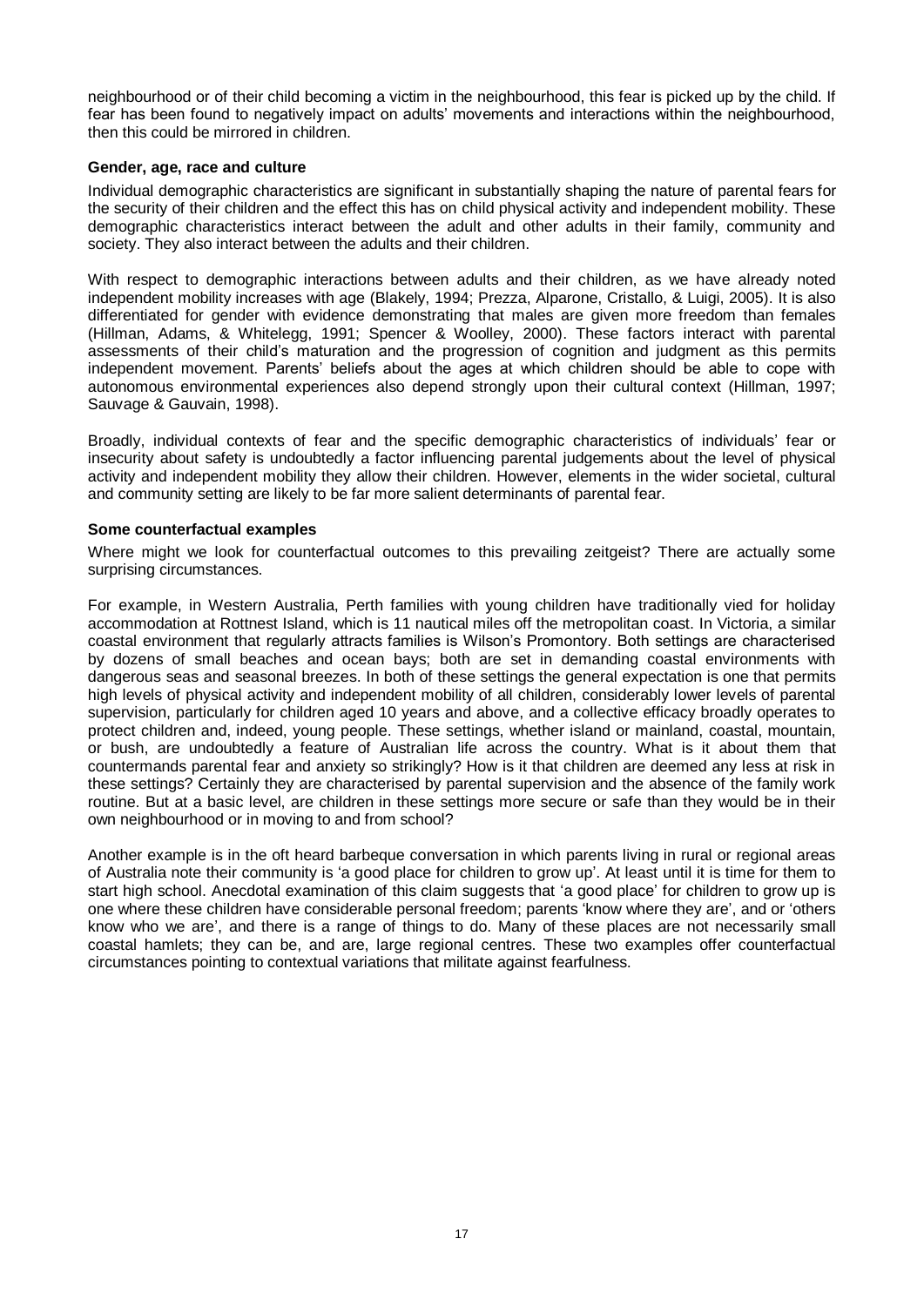neighbourhood or of their child becoming a victim in the neighbourhood, this fear is picked up by the child. If fear has been found to negatively impact on adults' movements and interactions within the neighbourhood, then this could be mirrored in children.

### Gender, age, race and culture

Individual demographic characteristics are significant in substantially shaping the nature of parental fears for the security of their children and the effect this has on child physical activity and independent mobility. These demographic characteristics interact between the adult and other adults in their family, community and society. They also interact between the adults and their children.

With respect to demographic interactions between adults and their children, as we have already noted independent mobility increases with age (Blakely, 1994; Prezza, Alparone, Cristallo, & Luigi, 2005). It is also differentiated for gender with evidence demonstrating that males are given more freedom than females (Hillman, Adams, & Whitelegg, 1991; Spencer & Woolley, 2000). These factors interact with parental assessments of their child's maturation and the progression of cognition and judgment as this permits independent movement. Parents' beliefs about the ages at which children should be able to cope with autonomous environmental experiences also depend strongly upon their cultural context (Hillman, 1997; Sauvage & Gauvain, 1998).

Broadly, individual contexts of fear and the specific demographic characteristics of individuals' fear or insecurity about safety is undoubtedly a factor influencing parental judgements about the level of physical activity and independent mobility they allow their children. However, elements in the wider societal, cultural and community setting are likely to be far more salient determinants of parental fear.

### Some counterfactual examples

Where might we look for counterfactual outcomes to this prevailing zeitgeist? There are actually some surprising circumstances.

For example, in Western Australia, Perth families with young children have traditionally vied for holiday accommodation at Rottnest Island, which is 11 nautical miles off the metropolitan coast. In Victoria, a similar coastal environment that regularly attracts families is Wilson's Promontory. Both settings are characterised by dozens of small beaches and ocean bays; both are set in demanding coastal environments with dangerous seas and seasonal breezes. In both of these settings the general expectation is one that permits high levels of physical activity and independent mobility of all children, considerably lower levels of parental supervision, particularly for children aged 10 years and above, and a collective efficacy broadly operates to protect children and, indeed, young people. These settings, whether island or mainland, coastal, mountain, or bush, are undoubtedly a feature of Australian life across the country. What is it about them that countermands parental fear and anxiety so strikingly? How is it that children are deemed any less at risk in these settings? Certainly they are characterised by parental supervision and the absence of the family work routine. But at a basic level, are children in these settings more secure or safe than they would be in their own neighbourhood or in moving to and from school?

Another example is in the oft heard barbeque conversation in which parents living in rural or regional areas of Australia note their community is 'a good place for children to grow up'. At least until it is time for them to start high school. Anecdotal examination of this claim suggests that 'a good place' for children to grow up is one where these children have considerable personal freedom; parents 'know where they are', and or 'others know who we are', and there is a range of things to do. Many of these places are not necessarily small coastal hamlets; they can be, and are, large regional centres. These two examples offer counterfactual circumstances pointing to contextual variations that militate against fearfulness.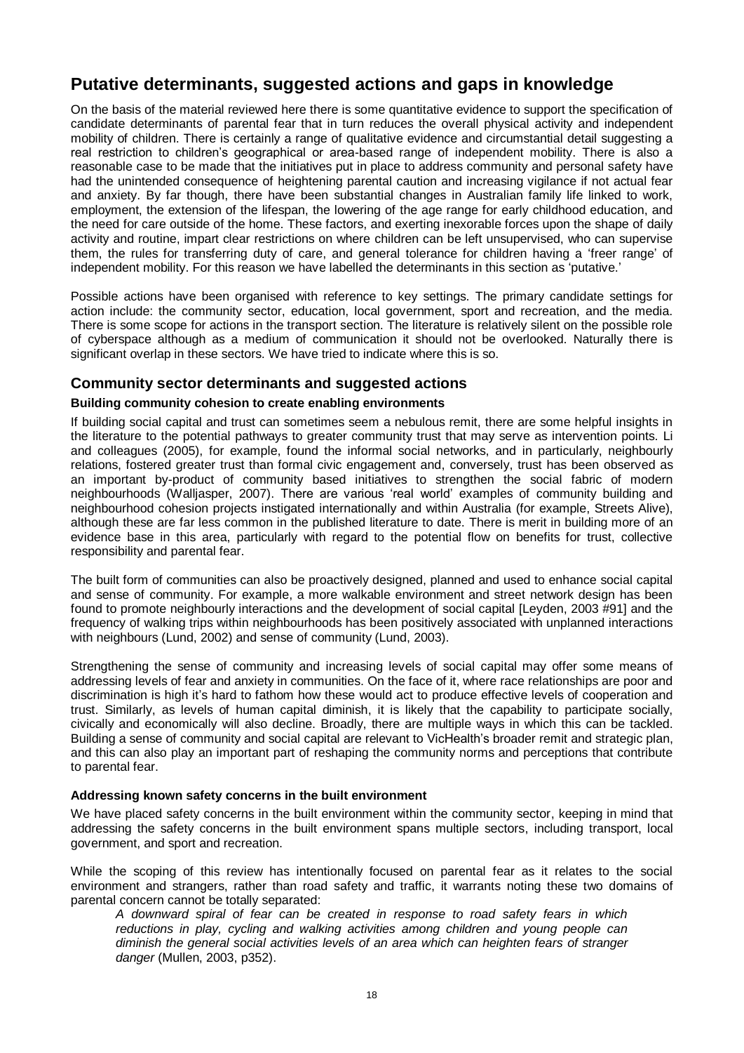## Putative determinants, suggested actions and gaps in knowledge

On the basis of the material reviewed here there is some quantitative evidence to support the specification of candidate determinants of parental fear that in turn reduces the overall physical activity and independent mobility of children. There is certainly a range of qualitative evidence and circumstantial detail suggesting a real restriction to children's geographical or area-based range of independent mobility. There is also a reasonable case to be made that the initiatives put in place to address community and personal safety have had the unintended consequence of heightening parental caution and increasing vigilance if not actual fear and anxiety. By far though, there have been substantial changes in Australian family life linked to work, employment, the extension of the lifespan, the lowering of the age range for early childhood education, and the need for care outside of the home. These factors, and exerting inexorable forces upon the shape of daily activity and routine, impart clear restrictions on where children can be left unsupervised, who can supervise them, the rules for transferring duty of care, and general tolerance for children having a 'freer range' of independent mobility. For this reason we have labelled the determinants in this section as 'putative.'

Possible actions have been organised with reference to key settings. The primary candidate settings for action include: the community sector, education, local government, sport and recreation, and the media. There is some scope for actions in the transport section. The literature is relatively silent on the possible role of cyberspace although as a medium of communication it should not be overlooked. Naturally there is significant overlap in these sectors. We have tried to indicate where this is so.

### Community sector determinants and suggested actions

#### Building community cohesion to create enabling environments

If building social capital and trust can sometimes seem a nebulous remit, there are some helpful insights in the literature to the potential pathways to greater community trust that may serve as intervention points. Li and colleagues (2005), for example, found the informal social networks, and in particularly, neighbourly relations, fostered greater trust than formal civic engagement and, conversely, trust has been observed as an important by-product of community based initiatives to strengthen the social fabric of modern neighbourhoods (Walljasper, 2007). There are various 'real world' examples of community building and neighbourhood cohesion projects instigated internationally and within Australia (for example, Streets Alive), although these are far less common in the published literature to date. There is merit in building more of an evidence base in this area, particularly with regard to the potential flow on benefits for trust, collective responsibility and parental fear.

The built form of communities can also be proactively designed, planned and used to enhance social capital and sense of community. For example, a more walkable environment and street network design has been found to promote neighbourly interactions and the development of social capital [Leyden, 2003 #91] and the frequency of walking trips within neighbourhoods has been positively associated with unplanned interactions with neighbours (Lund, 2002) and sense of community (Lund, 2003).

Strengthening the sense of community and increasing levels of social capital may offer some means of addressing levels of fear and anxiety in communities. On the face of it, where race relationships are poor and discrimination is high it's hard to fathom how these would act to produce effective levels of cooperation and trust. Similarly, as levels of human capital diminish, it is likely that the capability to participate socially, civically and economically will also decline. Broadly, there are multiple ways in which this can be tackled. Building a sense of community and social capital are relevant to VicHealth's broader remit and strategic plan, and this can also play an important part of reshaping the community norms and perceptions that contribute to parental fear.

#### Addressing known safety concerns in the built environment

We have placed safety concerns in the built environment within the community sector, keeping in mind that addressing the safety concerns in the built environment spans multiple sectors, including transport, local government, and sport and recreation.

While the scoping of this review has intentionally focused on parental fear as it relates to the social environment and strangers, rather than road safety and traffic, it warrants noting these two domains of parental concern cannot be totally separated:

> *A downward spiral of fear can be created in response to road safety fears in which reductions in play, cycling and walking activities among children and young people can diminish the general social activities levels of an area which can heighten fears of stranger danger* (Mullen, 2003, p352).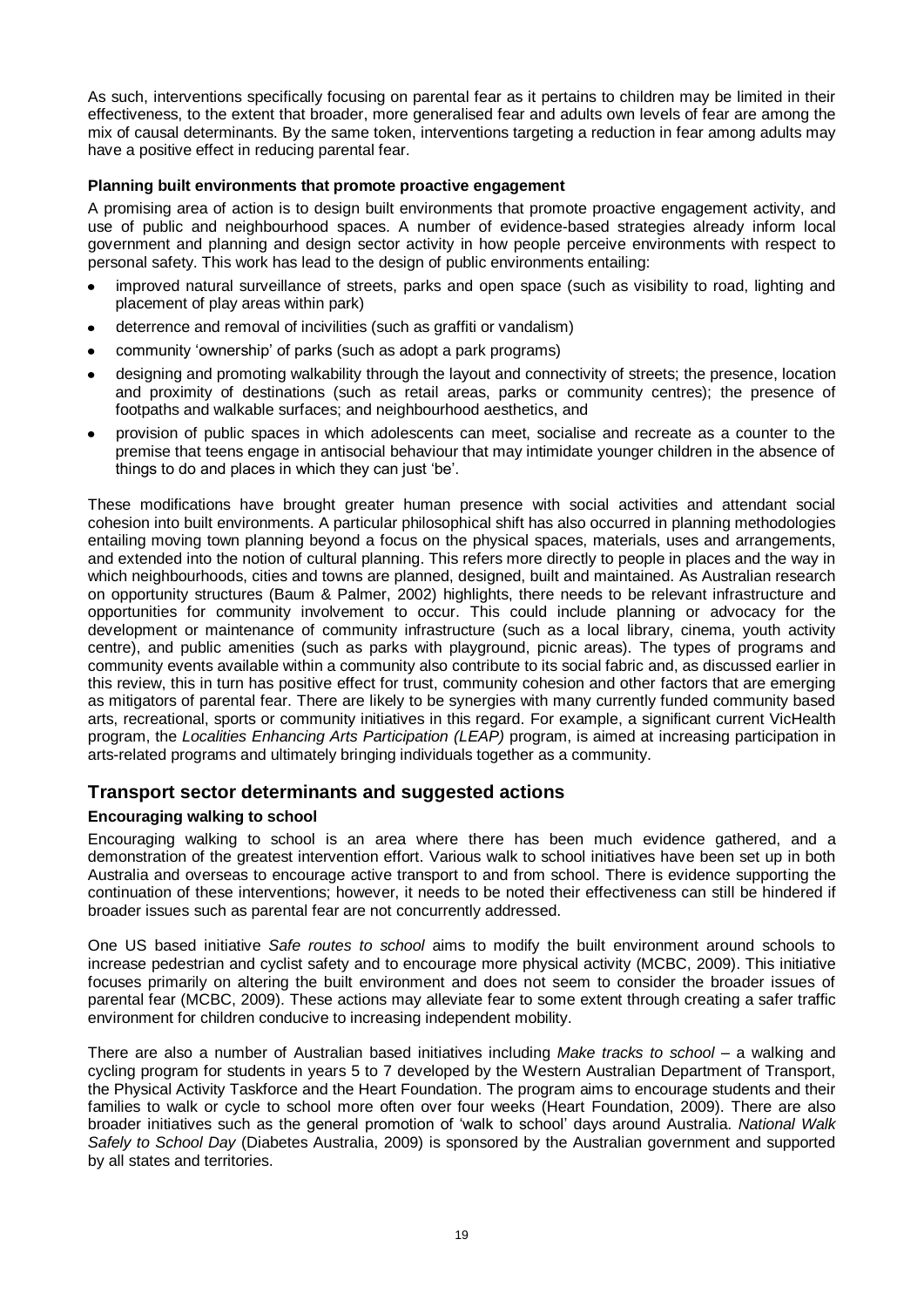As such, interventions specifically focusing on parental fear as it pertains to children may be limited in their effectiveness, to the extent that broader, more generalised fear and adults own levels of fear are among the mix of causal determinants. By the same token, interventions targeting a reduction in fear among adults may have a positive effect in reducing parental fear.

**Planning built environments that promote proactive engagement**

A promising area of action is to design built environments that promote proactive engagement activity, and use of public and neighbourhood spaces. A number of evidence-based strategies already inform local government and planning and design sector activity in how people perceive environments with respect to personal safety. This work has lead to the design of public environments entailing:

- improved natural surveillance of streets, parks and open space (such as visibility to road, lighting and placement of play areas within park)
- deterrence and removal of incivilities (such as graffiti or vandalism)
- community 'ownership' of parks (such as adopt a park programs)
- designing and promoting walkability through the layout and connectivity of streets; the presence, location and proximity of destinations (such as retail areas, parks or community centres); the presence of footpaths and walkable surfaces; and neighbourhood aesthetics, and
- provision of public spaces in which adolescents can meet, socialise and recreate as a counter to the premise that teens engage in antisocial behaviour that may intimidate younger children in the absence of things to do and places in which they can just 'be'.

These modifications have brought greater human presence with social activities and attendant social cohesion into built environments. A particular philosophical shift has also occurred in planning methodologies entailing moving town planning beyond a focus on the physical spaces, materials, uses and arrangements, and extended into the notion of cultural planning. This refers more directly to people in places and the way in which neighbourhoods, cities and towns are planned, designed, built and maintained. As Australian research on opportunity structures (Baum & Palmer, 2002) highlights, there needs to be relevant infrastructure and opportunities for community involvement to occur. This could include planning or advocacy for the development or maintenance of community infrastructure (such as a local library, cinema, youth activity centre), and public amenities (such as parks with playground, picnic areas). The types of programs and community events available within a community also contribute to its social fabric and, as discussed earlier in this review, this in turn has positive effect for trust, community cohesion and other factors that are emerging as mitigators of parental fear. There are likely to be synergies with many currently funded community based arts, recreational, sports or community initiatives in this regard. For example, a significant current VicHealth program, the *Localities Enhancing Arts Participation (LEAP)* program, is aimed at increasing participation in arts-related programs and ultimately bringing individuals together as a community.

## Transport sector determinants and suggested actions

**Encouraging walking to school**

Encouraging walking to school is an area where there has been much evidence gathered, and a demonstration of the greatest intervention effort. Various walk to school initiatives have been set up in both Australia and overseas to encourage active transport to and from school. There is evidence supporting the continuation of these interventions; however, it needs to be noted their effectiveness can still be hindered if broader issues such as parental fear are not concurrently addressed.

One US based initiative *Safe routes to school* aims to modify the built environment around schools to increase pedestrian and cyclist safety and to encourage more physical activity (MCBC, 2009). This initiative focuses primarily on altering the built environment and does not seem to consider the broader issues of parental fear (MCBC, 2009). These actions may alleviate fear to some extent through creating a safer traffic environment for children conducive to increasing independent mobility.

There are also a number of Australian based initiatives including *Make tracks to school* – a walking and cycling program for students in years 5 to 7 developed by the Western Australian Department of Transport, the Physical Activity Taskforce and the Heart Foundation. The program aims to encourage students and their families to walk or cycle to school more often over four weeks (Heart Foundation, 2009). There are also broader initiatives such as the general promotion of 'walk to school' days around Australia. *National Walk Safely to School Day* (Diabetes Australia, 2009) is sponsored by the Australian government and supported by all states and territories.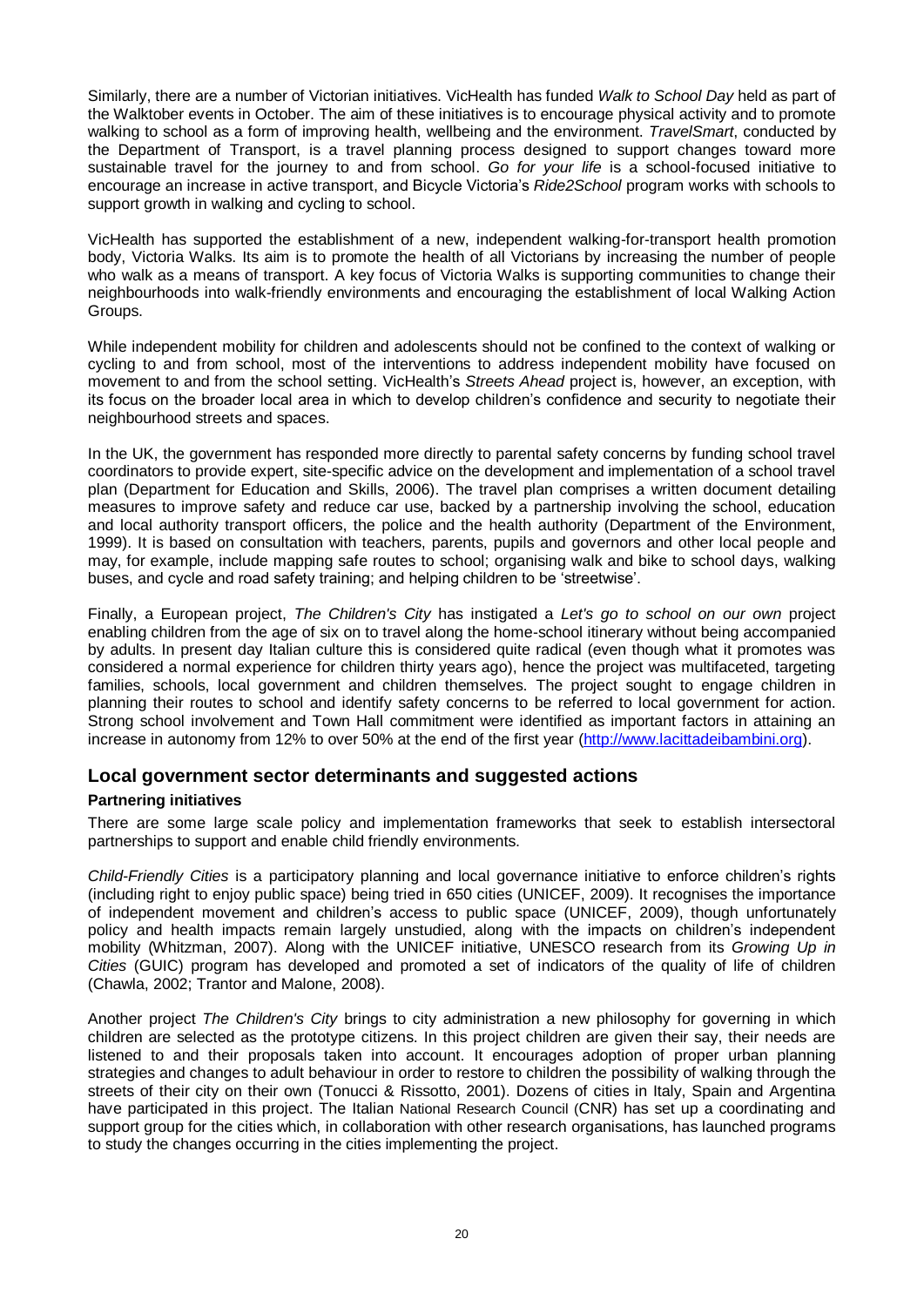Similarly, there are a number of Victorian initiatives. VicHealth has funded *Walk to School Day* held as part of the Walktober events in October. The aim of these initiatives is to encourage physical activity and to promote walking to school as a form of improving health, wellbeing and the environment. *TravelSmart*, conducted by the Department of Transport, is a travel planning process designed to support changes toward more sustainable travel for the journey to and from school. *Go for your life* is a school-focused initiative to encourage an increase in active transport, and Bicycle Victoria's *Ride2School* program works with schools to support growth in walking and cycling to school.

VicHealth has supported the establishment of a new, independent walking-for-transport health promotion body, Victoria Walks. Its aim is to promote the health of all Victorians by increasing the number of people who walk as a means of transport. A key focus of Victoria Walks is supporting communities to change their neighbourhoods into walk-friendly environments and encouraging the establishment of local Walking Action Groups.

While independent mobility for children and adolescents should not be confined to the context of walking or cycling to and from school, most of the interventions to address independent mobility have focused on movement to and from the school setting. VicHealth's *Streets Ahead* project is, however, an exception, with its focus on the broader local area in which to develop children's confidence and security to negotiate their neighbourhood streets and spaces.

In the UK, the government has responded more directly to parental safety concerns by funding school travel coordinators to provide expert, site-specific advice on the development and implementation of a school travel plan (Department for Education and Skills, 2006). The travel plan comprises a written document detailing measures to improve safety and reduce car use, backed by a partnership involving the school, education and local authority transport officers, the police and the health authority (Department of the Environment, 1999). It is based on consultation with teachers, parents, pupils and governors and other local people and may, for example, include mapping safe routes to school; organising walk and bike to school days, walking buses, and cycle and road safety training; and helping children to be 'streetwise'.

Finally, a European project, *The Children's City* has instigated a *Let's go to school on our own* project enabling children from the age of six on to travel along the home-school itinerary without being accompanied by adults. In present day Italian culture this is considered quite radical (even though what it promotes was considered a normal experience for children thirty years ago), hence the project was multifaceted, targeting families, schools, local government and children themselves. The project sought to engage children in planning their routes to school and identify safety concerns to be referred to local government for action. Strong school involvement and Town Hall commitment were identified as important factors in attaining an increase in autonomy from 12% to over 50% at the end of the first year (http://www.lacittadeibambini.org).

## Local government sector determinants and suggested actions

### Partnering initiatives

There are some large scale policy and implementation frameworks that seek to establish intersectoral partnerships to support and enable child friendly environments.

*Child-Friendly Cities* is a participatory planning and local governance initiative to enforce children's rights (including right to enjoy public space) being tried in 650 cities (UNICEF, 2009). It recognises the importance of independent movement and children's access to public space (UNICEF, 2009), though unfortunately policy and health impacts remain largely unstudied, along with the impacts on children's independent mobility (Whitzman, 2007). Along with the UNICEF initiative, UNESCO research from its *Growing Up in Cities* (GUIC) program has developed and promoted a set of indicators of the quality of life of children (Chawla, 2002; Trantor and Malone, 2008).

Another project *The Children's City* brings to city administration a new philosophy for governing in which children are selected as the prototype citizens. In this project children are given their say, their needs are listened to and their proposals taken into account. It encourages adoption of proper urban planning strategies and changes to adult behaviour in order to restore to children the possibility of walking through the streets of their city on their own (Tonucci & Rissotto, 2001). Dozens of cities in Italy, Spain and Argentina have participated in this project. The Italian National Research Council (CNR) has set up a coordinating and support group for the cities which, in collaboration with other research organisations, has launched programs to study the changes occurring in the cities implementing the project.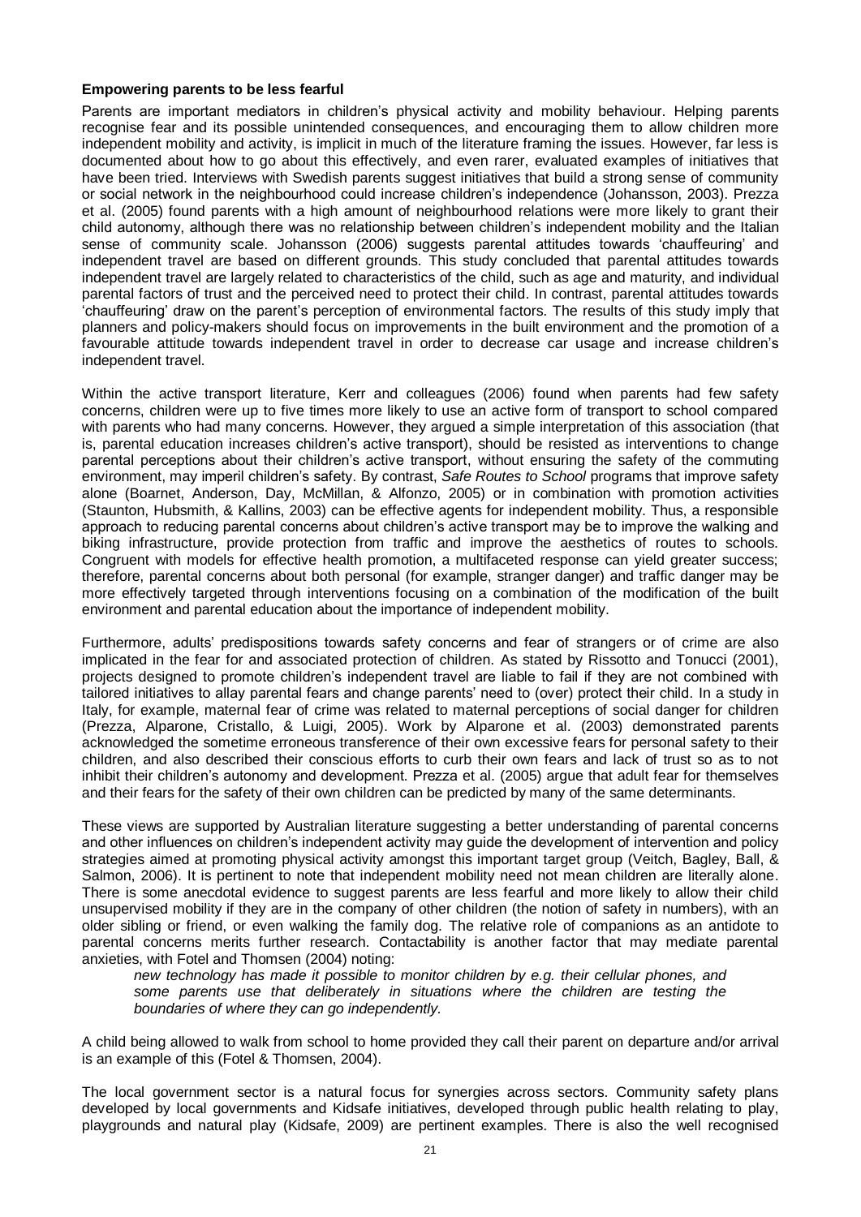**Empowering parents to be less fearful**

Parents are important mediators in children's physical activity and mobility behaviour. Helping parents recognise fear and its possible unintended consequences, and encouraging them to allow children more independent mobility and activity, is implicit in much of the literature framing the issues. However, far less is documented about how to go about this effectively, and even rarer, evaluated examples of initiatives that have been tried. Interviews with Swedish parents suggest initiatives that build a strong sense of community or social network in the neighbourhood could increase children's independence (Johansson, 2003). Prezza et al. (2005) found parents with a high amount of neighbourhood relations were more likely to grant their child autonomy, although there was no relationship between children's independent mobility and the Italian sense of community scale. Johansson (2006) suggests parental attitudes towards 'chauffeuring' and independent travel are based on different grounds. This study concluded that parental attitudes towards independent travel are largely related to characteristics of the child, such as age and maturity, and individual parental factors of trust and the perceived need to protect their child. In contrast, parental attitudes towards 'chauffeuring' draw on the parent's perception of environmental factors. The results of this study imply that planners and policy-makers should focus on improvements in the built environment and the promotion of a favourable attitude towards independent travel in order to decrease car usage and increase children's independent travel.

Within the active transport literature, Kerr and colleagues (2006) found when parents had few safety concerns, children were up to five times more likely to use an active form of transport to school compared with parents who had many concerns. However, they argued a simple interpretation of this association (that is, parental education increases children's active transport), should be resisted as interventions to change parental perceptions about their children's active transport, without ensuring the safety of the commuting environment, may imperil children's safety. By contrast, *Safe Routes to School* programs that improve safety alone (Boarnet, Anderson, Day, McMillan, & Alfonzo, 2005) or in combination with promotion activities (Staunton, Hubsmith, & Kallins, 2003) can be effective agents for independent mobility. Thus, a responsible approach to reducing parental concerns about children's active transport may be to improve the walking and biking infrastructure, provide protection from traffic and improve the aesthetics of routes to schools. Congruent with models for effective health promotion, a multifaceted response can yield greater success; therefore, parental concerns about both personal (for example, stranger danger) and traffic danger may be more effectively targeted through interventions focusing on a combination of the modification of the built environment and parental education about the importance of independent mobility.

Furthermore, adults' predispositions towards safety concerns and fear of strangers or of crime are also implicated in the fear for and associated protection of children. As stated by Rissotto and Tonucci (2001), projects designed to promote children's independent travel are liable to fail if they are not combined with tailored initiatives to allay parental fears and change parents' need to (over) protect their child. In a study in Italy, for example, maternal fear of crime was related to maternal perceptions of social danger for children (Prezza, Alparone, Cristallo, & Luigi, 2005). Work by Alparone et al. (2003) demonstrated parents acknowledged the sometime erroneous transference of their own excessive fears for personal safety to their children, and also described their conscious efforts to curb their own fears and lack of trust so as to not inhibit their children's autonomy and development. Prezza et al. (2005) argue that adult fear for themselves and their fears for the safety of their own children can be predicted by many of the same determinants.

These views are supported by Australian literature suggesting a better understanding of parental concerns and other influences on children's independent activity may guide the development of intervention and policy strategies aimed at promoting physical activity amongst this important target group (Veitch, Bagley, Ball, & Salmon, 2006). It is pertinent to note that independent mobility need not mean children are literally alone. There is some anecdotal evidence to suggest parents are less fearful and more likely to allow their child unsupervised mobility if they are in the company of other children (the notion of safety in numbers), with an older sibling or friend, or even walking the family dog. The relative role of companions as an antidote to parental concerns merits further research. Contactability is another factor that may mediate parental anxieties, with Fotel and Thomsen (2004) noting:

> *new technology has made it possible to monitor children by e.g. their cellular phones, and some parents use that deliberately in situations where the children are testing the boundaries of where they can go independently.*

A child being allowed to walk from school to home provided they call their parent on departure and/or arrival is an example of this (Fotel & Thomsen, 2004).

The local government sector is a natural focus for synergies across sectors. Community safety plans developed by local governments and Kidsafe initiatives, developed through public health relating to play, playgrounds and natural play (Kidsafe, 2009) are pertinent examples. There is also the well recognised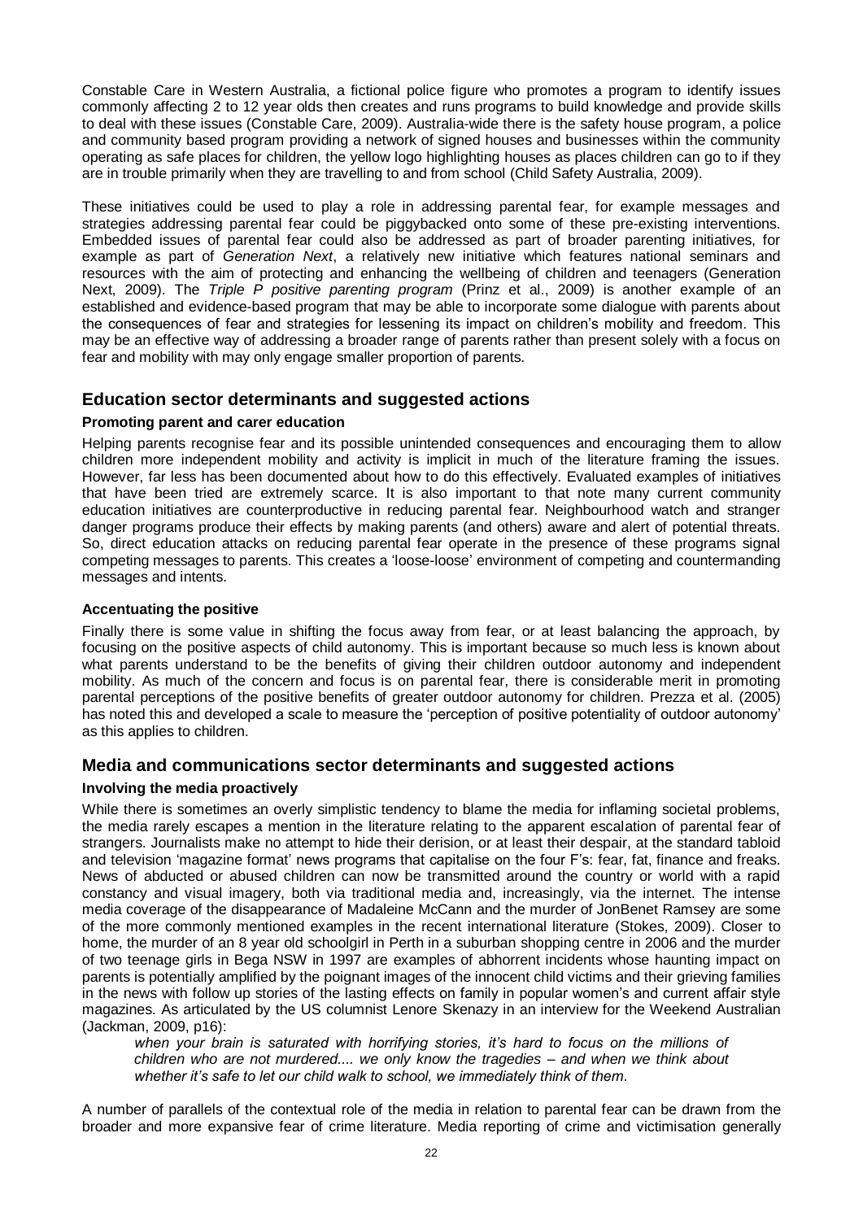Constable Care in Western Australia, a fictional police figure who promotes a program to identify issues commonly affecting 2 to 12 year olds then creates and runs programs to build knowledge and provide skills to deal with these issues (Constable Care, 2009). Australia-wide there is the safety house program, a police and community based program providing a network of signed houses and businesses within the community operating as safe places for children, the yellow logo highlighting houses as places children can go to if they are in trouble primarily when they are travelling to and from school (Child Safety Australia, 2009).

These initiatives could be used to play a role in addressing parental fear, for example messages and strategies addressing parental fear could be piggybacked onto some of these pre-existing interventions. Embedded issues of parental fear could also be addressed as part of broader parenting initiatives, for example as part of *Generation Next*, a relatively new initiative which features national seminars and resources with the aim of protecting and enhancing the wellbeing of children and teenagers (Generation Next, 2009). The *Triple P positive parenting program* (Prinz et al., 2009) is another example of an established and evidence-based program that may be able to incorporate some dialogue with parents about the consequences of fear and strategies for lessening its impact on children's mobility and freedom. This may be an effective way of addressing a broader range of parents rather than present solely with a focus on fear and mobility with may only engage smaller proportion of parents.

## Education sector determinants and suggested actions

#### Promoting parent and carer education

Helping parents recognise fear and its possible unintended consequences and encouraging them to allow children more independent mobility and activity is implicit in much of the literature framing the issues. However, far less has been documented about how to do this effectively. Evaluated examples of initiatives that have been tried are extremely scarce. It is also important to that note many current community education initiatives are counterproductive in reducing parental fear. Neighbourhood watch and stranger danger programs produce their effects by making parents (and others) aware and alert of potential threats. So, direct education attacks on reducing parental fear operate in the presence of these programs signal competing messages to parents. This creates a 'loose-loose' environment of competing and countermanding messages and intents.

#### Accentuating the positive

Finally there is some value in shifting the focus away from fear, or at least balancing the approach, by focusing on the positive aspects of child autonomy. This is important because so much less is known about what parents understand to be the benefits of giving their children outdoor autonomy and independent mobility. As much of the concern and focus is on parental fear, there is considerable merit in promoting parental perceptions of the positive benefits of greater outdoor autonomy for children. Prezza et al. (2005) has noted this and developed a scale to measure the 'perception of positive potentiality of outdoor autonomy' as this applies to children.

## Media and communications sector determinants and suggested actions

#### Involving the media proactively

While there is sometimes an overly simplistic tendency to blame the media for inflaming societal problems, the media rarely escapes a mention in the literature relating to the apparent escalation of parental fear of strangers. Journalists make no attempt to hide their derision, or at least their despair, at the standard tabloid and television 'magazine format' news programs that capitalise on the four F's: fear, fat, finance and freaks. News of abducted or abused children can now be transmitted around the country or world with a rapid constancy and visual imagery, both via traditional media and, increasingly, via the internet. The intense media coverage of the disappearance of Madaleine McCann and the murder of JonBenet Ramsey are some of the more commonly mentioned examples in the recent international literature (Stokes, 2009). Closer to home, the murder of an 8 year old schoolgirl in Perth in a suburban shopping centre in 2006 and the murder of two teenage girls in Bega NSW in 1997 are examples of abhorrent incidents whose haunting impact on parents is potentially amplified by the poignant images of the innocent child victims and their grieving families in the news with follow up stories of the lasting effects on family in popular women's and current affair style magazines. As articulated by the US columnist Lenore Skenazy in an interview for the Weekend Australian (Jackman, 2009, p16):

> *when your brain is saturated with horrifying stories, it's hard to focus on the millions of children who are not murdered.... we only know the tragedies – and when we think about whether it's safe to let our child walk to school, we immediately think of them.*

A number of parallels of the contextual role of the media in relation to parental fear can be drawn from the broader and more expansive fear of crime literature. Media reporting of crime and victimisation generally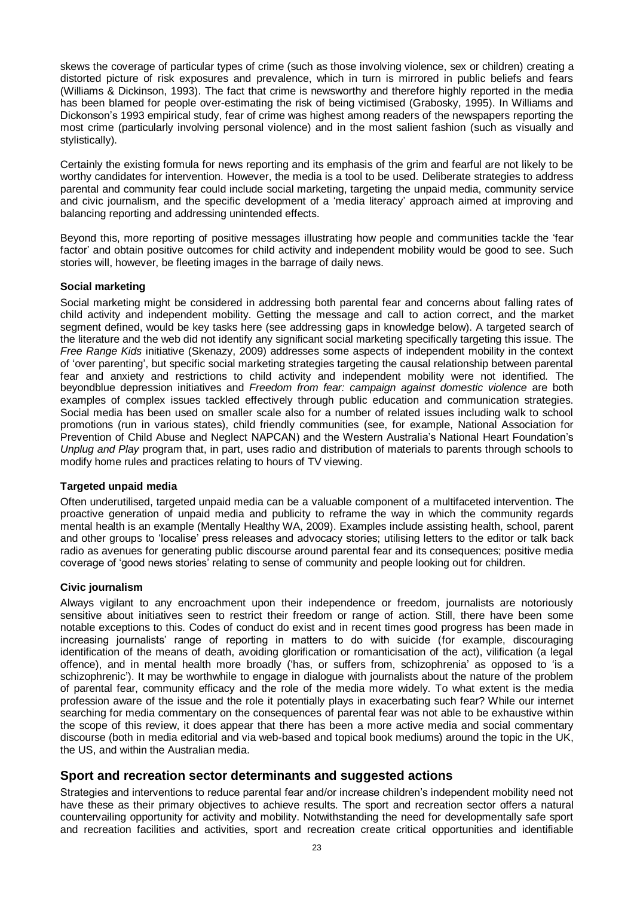skews the coverage of particular types of crime (such as those involving violence, sex or children) creating a distorted picture of risk exposures and prevalence, which in turn is mirrored in public beliefs and fears (Williams & Dickinson, 1993). The fact that crime is newsworthy and therefore highly reported in the media has been blamed for people over-estimating the risk of being victimised (Grabosky, 1995). In Williams and Dickonson's 1993 empirical study, fear of crime was highest among readers of the newspapers reporting the most crime (particularly involving personal violence) and in the most salient fashion (such as visually and stylistically).

Certainly the existing formula for news reporting and its emphasis of the grim and fearful are not likely to be worthy candidates for intervention. However, the media is a tool to be used. Deliberate strategies to address parental and community fear could include social marketing, targeting the unpaid media, community service and civic journalism, and the specific development of a 'media literacy' approach aimed at improving and balancing reporting and addressing unintended effects.

Beyond this, more reporting of positive messages illustrating how people and communities tackle the 'fear factor' and obtain positive outcomes for child activity and independent mobility would be good to see. Such stories will, however, be fleeting images in the barrage of daily news.

**Social marketing**

Social marketing might be considered in addressing both parental fear and concerns about falling rates of child activity and independent mobility. Getting the message and call to action correct, and the market segment defined, would be key tasks here (see addressing gaps in knowledge below). A targeted search of the literature and the web did not identify any significant social marketing specifically targeting this issue. The *Free Range Kids* initiative (Skenazy, 2009) addresses some aspects of independent mobility in the context of 'over parenting', but specific social marketing strategies targeting the causal relationship between parental fear and anxiety and restrictions to child activity and independent mobility were not identified. The beyondblue depression initiatives and *Freedom from fear: campaign against domestic violence* are both examples of complex issues tackled effectively through public education and communication strategies. Social media has been used on smaller scale also for a number of related issues including walk to school promotions (run in various states), child friendly communities (see, for example, National Association for Prevention of Child Abuse and Neglect NAPCAN) and the Western Australia's National Heart Foundation's *Unplug and Play* program that, in part, uses radio and distribution of materials to parents through schools to modify home rules and practices relating to hours of TV viewing.

**Targeted unpaid media**

Often underutilised, targeted unpaid media can be a valuable component of a multifaceted intervention. The proactive generation of unpaid media and publicity to reframe the way in which the community regards mental health is an example (Mentally Healthy WA, 2009). Examples include assisting health, school, parent and other groups to 'localise' press releases and advocacy stories; utilising letters to the editor or talk back radio as avenues for generating public discourse around parental fear and its consequences; positive media coverage of 'good news stories' relating to sense of community and people looking out for children.

**Civic journalism**

Always vigilant to any encroachment upon their independence or freedom, journalists are notoriously sensitive about initiatives seen to restrict their freedom or range of action. Still, there have been some notable exceptions to this. Codes of conduct do exist and in recent times good progress has been made in increasing journalists' range of reporting in matters to do with suicide (for example, discouraging identification of the means of death, avoiding glorification or romanticisation of the act), vilification (a legal offence), and in mental health more broadly ('has, or suffers from, schizophrenia' as opposed to 'is a schizophrenic'). It may be worthwhile to engage in dialogue with journalists about the nature of the problem of parental fear, community efficacy and the role of the media more widely. To what extent is the media profession aware of the issue and the role it potentially plays in exacerbating such fear? While our internet searching for media commentary on the consequences of parental fear was not able to be exhaustive within the scope of this review, it does appear that there has been a more active media and social commentary discourse (both in media editorial and via web-based and topical book mediums) around the topic in the UK, the US, and within the Australian media.

## Sport and recreation sector determinants and suggested actions

Strategies and interventions to reduce parental fear and/or increase children's independent mobility need not have these as their primary objectives to achieve results. The sport and recreation sector offers a natural countervailing opportunity for activity and mobility. Notwithstanding the need for developmentally safe sport and recreation facilities and activities, sport and recreation create critical opportunities and identifiable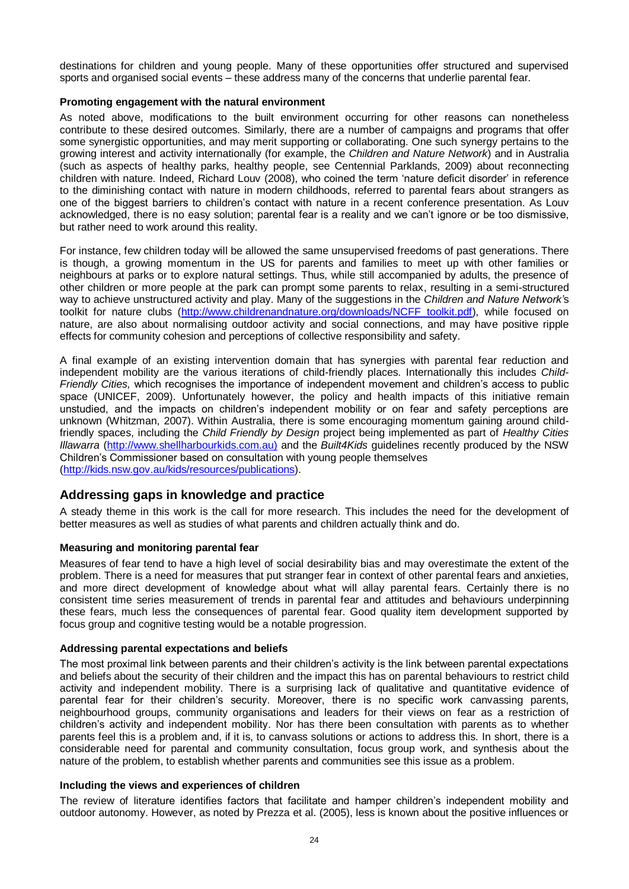destinations for children and young people. Many of these opportunities offer structured and supervised sports and organised social events – these address many of the concerns that underlie parental fear.

**Promoting engagement with the natural environment**

As noted above, modifications to the built environment occurring for other reasons can nonetheless contribute to these desired outcomes. Similarly, there are a number of campaigns and programs that offer some synergistic opportunities, and may merit supporting or collaborating. One such synergy pertains to the growing interest and activity internationally (for example, the *Children and Nature Network*) and in Australia (such as aspects of healthy parks, healthy people, see Centennial Parklands, 2009) about reconnecting children with nature. Indeed, Richard Louv (2008), who coined the term 'nature deficit disorder' in reference to the diminishing contact with nature in modern childhoods, referred to parental fears about strangers as one of the biggest barriers to children's contact with nature in a recent conference presentation. As Louv acknowledged, there is no easy solution; parental fear is a reality and we can't ignore or be too dismissive, but rather need to work around this reality.

For instance, few children today will be allowed the same unsupervised freedoms of past generations. There is though, a growing momentum in the US for parents and families to meet up with other families or neighbours at parks or to explore natural settings. Thus, while still accompanied by adults, the presence of other children or more people at the park can prompt some parents to relax, resulting in a semi-structured way to achieve unstructured activity and play. Many of the suggestions in the *Children and Nature Network'*s toolkit for nature clubs (http://www.childrenandnature.org/downloads/NCFF_toolkit.pdf), while focused on nature, are also about normalising outdoor activity and social connections, and may have positive ripple effects for community cohesion and perceptions of collective responsibility and safety.

A final example of an existing intervention domain that has synergies with parental fear reduction and independent mobility are the various iterations of child-friendly places. Internationally this includes *Child-Friendly Cities,* which recognises the importance of independent movement and children's access to public space (UNICEF, 2009). Unfortunately however, the policy and health impacts of this initiative remain unstudied, and the impacts on children's independent mobility or on fear and safety perceptions are unknown (Whitzman, 2007). Within Australia, there is some encouraging momentum gaining around child-friendly spaces, including the *Child Friendly by Design* project being implemented as part of *Healthy Cities Illawarra* (http://www.shellharbourkids.com.au) and the *Built4Kids* guidelines recently produced by the NSW Children's Commissioner based on consultation with young people themselves (http://kids.nsw.gov.au/kids/resources/publications).

## Addressing gaps in knowledge and practice

A steady theme in this work is the call for more research. This includes the need for the development of better measures as well as studies of what parents and children actually think and do.

**Measuring and monitoring parental fear**

Measures of fear tend to have a high level of social desirability bias and may overestimate the extent of the problem. There is a need for measures that put stranger fear in context of other parental fears and anxieties, and more direct development of knowledge about what will allay parental fears. Certainly there is no consistent time series measurement of trends in parental fear and attitudes and behaviours underpinning these fears, much less the consequences of parental fear. Good quality item development supported by focus group and cognitive testing would be a notable progression.

**Addressing parental expectations and beliefs**

The most proximal link between parents and their children's activity is the link between parental expectations and beliefs about the security of their children and the impact this has on parental behaviours to restrict child activity and independent mobility. There is a surprising lack of qualitative and quantitative evidence of parental fear for their children's security. Moreover, there is no specific work canvassing parents, neighbourhood groups, community organisations and leaders for their views on fear as a restriction of children's activity and independent mobility. Nor has there been consultation with parents as to whether parents feel this is a problem and, if it is, to canvass solutions or actions to address this. In short, there is a considerable need for parental and community consultation, focus group work, and synthesis about the nature of the problem, to establish whether parents and communities see this issue as a problem.

**Including the views and experiences of children**

The review of literature identifies factors that facilitate and hamper children's independent mobility and outdoor autonomy. However, as noted by Prezza et al. (2005), less is known about the positive influences or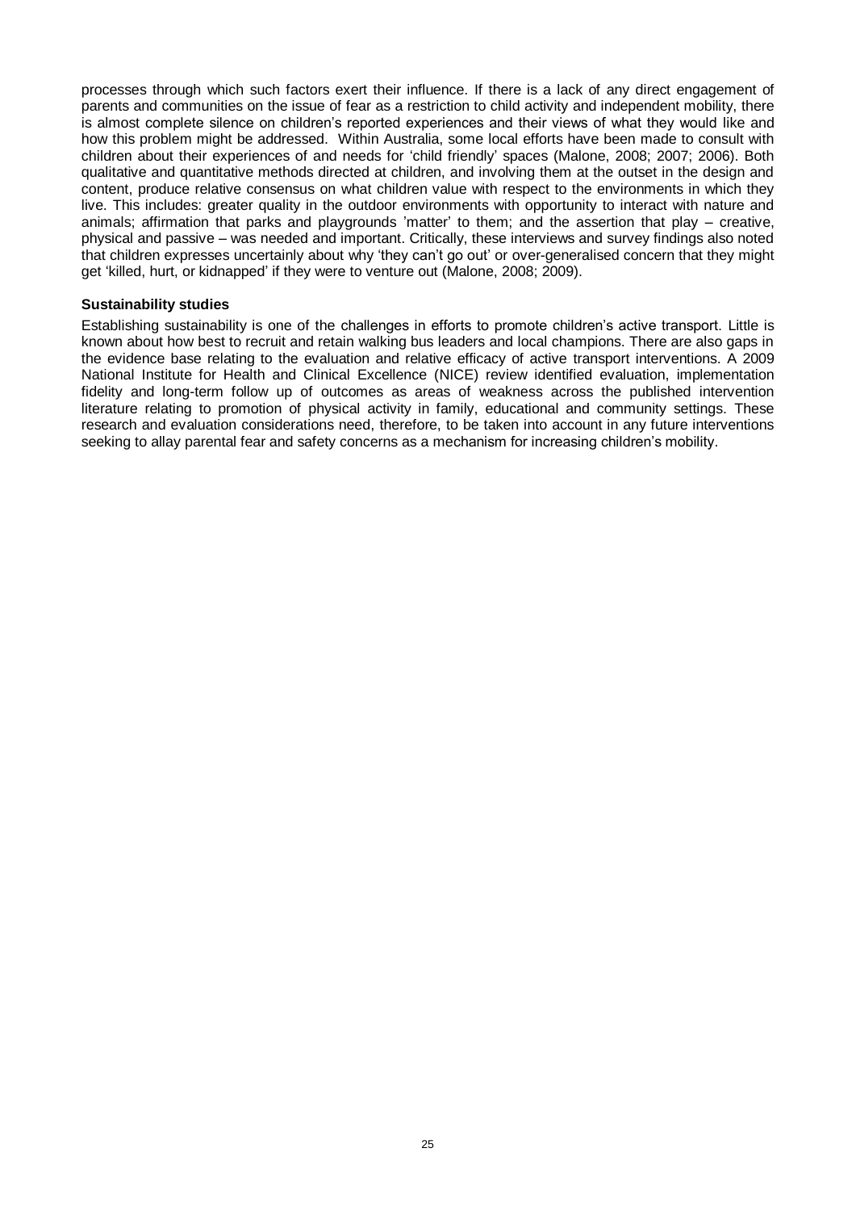processes through which such factors exert their influence. If there is a lack of any direct engagement of parents and communities on the issue of fear as a restriction to child activity and independent mobility, there is almost complete silence on children's reported experiences and their views of what they would like and how this problem might be addressed. Within Australia, some local efforts have been made to consult with children about their experiences of and needs for 'child friendly' spaces (Malone, 2008; 2007; 2006). Both qualitative and quantitative methods directed at children, and involving them at the outset in the design and content, produce relative consensus on what children value with respect to the environments in which they live. This includes: greater quality in the outdoor environments with opportunity to interact with nature and animals; affirmation that parks and playgrounds 'matter' to them; and the assertion that play – creative, physical and passive – was needed and important. Critically, these interviews and survey findings also noted that children expresses uncertainly about why 'they can't go out' or over-generalised concern that they might get 'killed, hurt, or kidnapped' if they were to venture out (Malone, 2008; 2009).

**Sustainability studies**

Establishing sustainability is one of the challenges in efforts to promote children's active transport. Little is known about how best to recruit and retain walking bus leaders and local champions. There are also gaps in the evidence base relating to the evaluation and relative efficacy of active transport interventions. A 2009 National Institute for Health and Clinical Excellence (NICE) review identified evaluation, implementation fidelity and long-term follow up of outcomes as areas of weakness across the published intervention literature relating to promotion of physical activity in family, educational and community settings. These research and evaluation considerations need, therefore, to be taken into account in any future interventions seeking to allay parental fear and safety concerns as a mechanism for increasing children's mobility.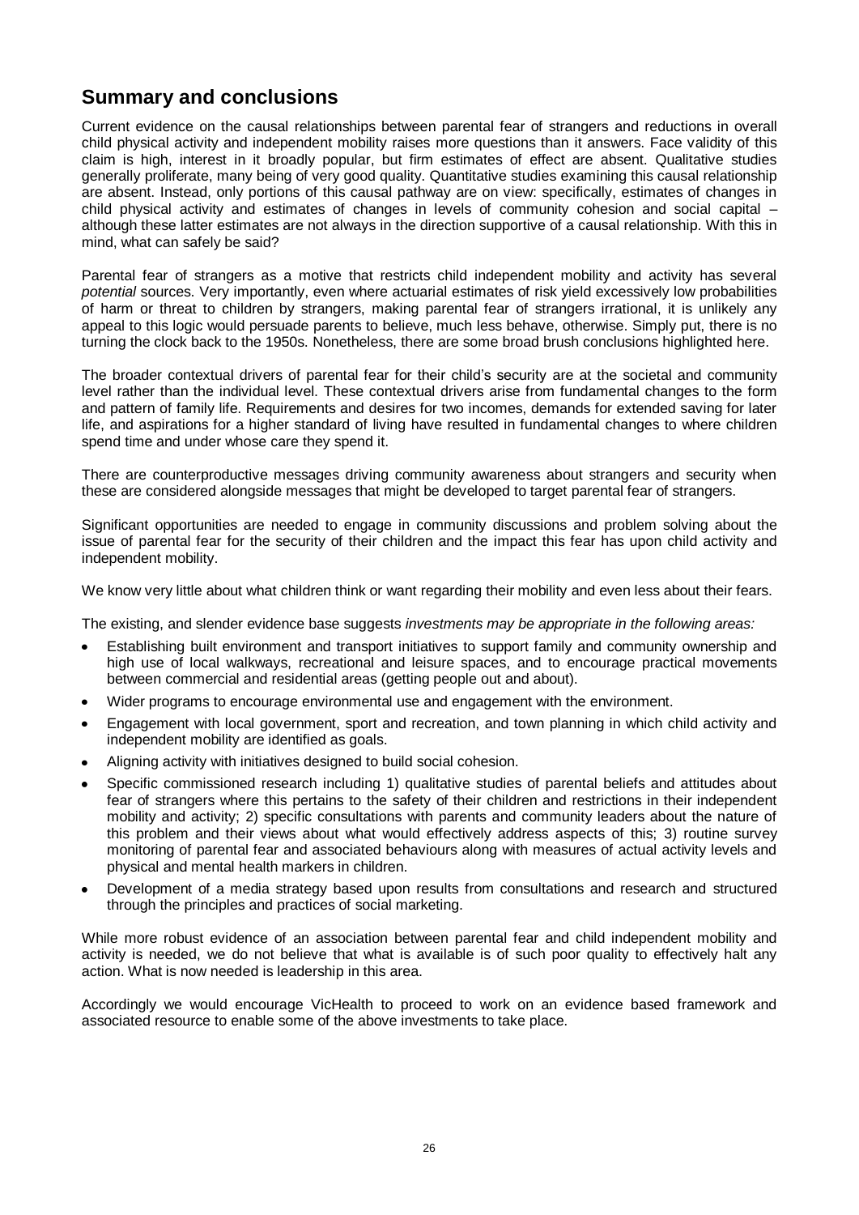## Summary and conclusions

Current evidence on the causal relationships between parental fear of strangers and reductions in overall child physical activity and independent mobility raises more questions than it answers. Face validity of this claim is high, interest in it broadly popular, but firm estimates of effect are absent. Qualitative studies generally proliferate, many being of very good quality. Quantitative studies examining this causal relationship are absent. Instead, only portions of this causal pathway are on view: specifically, estimates of changes in child physical activity and estimates of changes in levels of community cohesion and social capital – although these latter estimates are not always in the direction supportive of a causal relationship. With this in mind, what can safely be said?

Parental fear of strangers as a motive that restricts child independent mobility and activity has several *potential* sources. Very importantly, even where actuarial estimates of risk yield excessively low probabilities of harm or threat to children by strangers, making parental fear of strangers irrational, it is unlikely any appeal to this logic would persuade parents to believe, much less behave, otherwise. Simply put, there is no turning the clock back to the 1950s. Nonetheless, there are some broad brush conclusions highlighted here.

The broader contextual drivers of parental fear for their child's security are at the societal and community level rather than the individual level. These contextual drivers arise from fundamental changes to the form and pattern of family life. Requirements and desires for two incomes, demands for extended saving for later life, and aspirations for a higher standard of living have resulted in fundamental changes to where children spend time and under whose care they spend it.

There are counterproductive messages driving community awareness about strangers and security when these are considered alongside messages that might be developed to target parental fear of strangers.

Significant opportunities are needed to engage in community discussions and problem solving about the issue of parental fear for the security of their children and the impact this fear has upon child activity and independent mobility.

We know very little about what children think or want regarding their mobility and even less about their fears.

The existing, and slender evidence base suggests *investments may be appropriate in the following areas:*

- Establishing built environment and transport initiatives to support family and community ownership and high use of local walkways, recreational and leisure spaces, and to encourage practical movements between commercial and residential areas (getting people out and about).
- Wider programs to encourage environmental use and engagement with the environment.
- Engagement with local government, sport and recreation, and town planning in which child activity and independent mobility are identified as goals.
- Aligning activity with initiatives designed to build social cohesion.
- Specific commissioned research including 1) qualitative studies of parental beliefs and attitudes about fear of strangers where this pertains to the safety of their children and restrictions in their independent mobility and activity; 2) specific consultations with parents and community leaders about the nature of this problem and their views about what would effectively address aspects of this; 3) routine survey monitoring of parental fear and associated behaviours along with measures of actual activity levels and physical and mental health markers in children.
- Development of a media strategy based upon results from consultations and research and structured through the principles and practices of social marketing.

While more robust evidence of an association between parental fear and child independent mobility and activity is needed, we do not believe that what is available is of such poor quality to effectively halt any action. What is now needed is leadership in this area.

Accordingly we would encourage VicHealth to proceed to work on an evidence based framework and associated resource to enable some of the above investments to take place.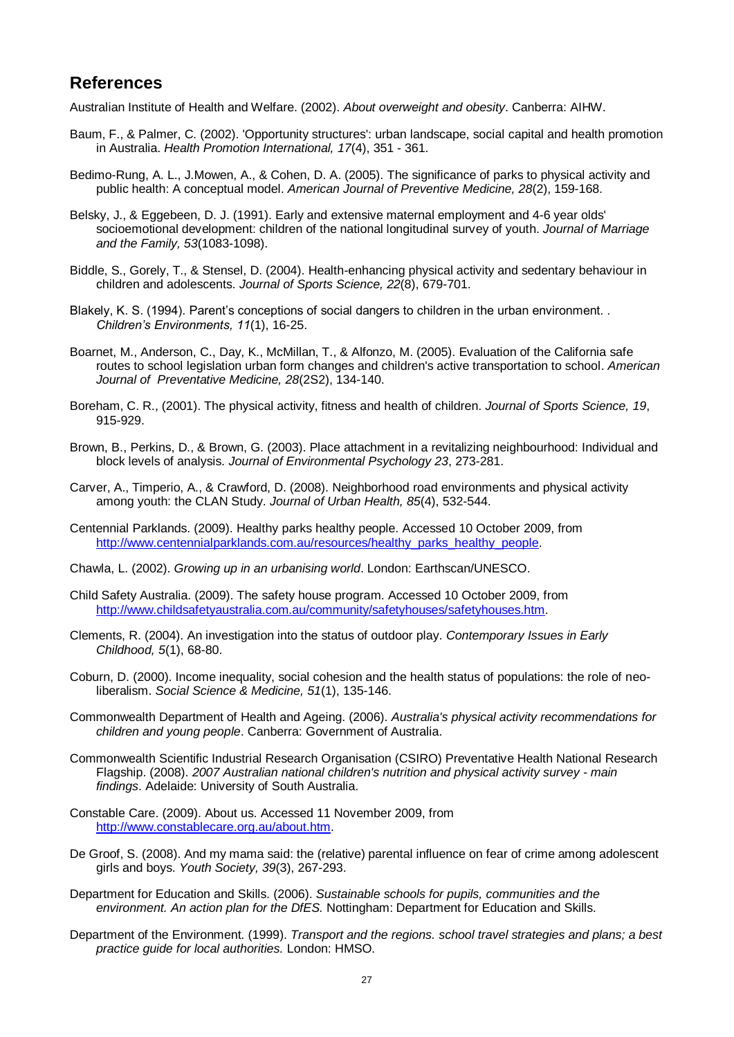## References

Australian Institute of Health and Welfare. (2002). *About overweight and obesity*. Canberra: AIHW.

Baum, F., & Palmer, C. (2002). 'Opportunity structures': urban landscape, social capital and health promotion in Australia. *Health Promotion International, 17*(4), 351 - 361.

Bedimo-Rung, A. L., J.Mowen, A., & Cohen, D. A. (2005). The significance of parks to physical activity and public health: A conceptual model. *American Journal of Preventive Medicine, 28*(2), 159-168.

Belsky, J., & Eggebeen, D. J. (1991). Early and extensive maternal employment and 4-6 year olds' socioemotional development: children of the national longitudinal survey of youth. *Journal of Marriage and the Family, 53*(1083-1098).

Biddle, S., Gorely, T., & Stensel, D. (2004). Health-enhancing physical activity and sedentary behaviour in children and adolescents. *Journal of Sports Science, 22*(8), 679-701.

Blakely, K. S. (1994). Parent's conceptions of social dangers to children in the urban environment. . *Children's Environments, 11*(1), 16-25.

Boarnet, M., Anderson, C., Day, K., McMillan, T., & Alfonzo, M. (2005). Evaluation of the California safe routes to school legislation urban form changes and children's active transportation to school. *American Journal of Preventative Medicine, 28*(2S2), 134-140.

Boreham, C. R., (2001). The physical activity, fitness and health of children. *Journal of Sports Science, 19*, 915-929.

Brown, B., Perkins, D., & Brown, G. (2003). Place attachment in a revitalizing neighbourhood: Individual and block levels of analysis. *Journal of Environmental Psychology 23*, 273-281.

Carver, A., Timperio, A., & Crawford, D. (2008). Neighborhood road environments and physical activity among youth: the CLAN Study. *Journal of Urban Health, 85*(4), 532-544.

Centennial Parklands. (2009). Healthy parks healthy people. Accessed 10 October 2009, from http://www.centennialparklands.com.au/resources/healthy_parks_healthy_people.

Chawla, L. (2002). *Growing up in an urbanising world*. London: Earthscan/UNESCO.

Child Safety Australia. (2009). The safety house program. Accessed 10 October 2009, from http://www.childsafetyaustralia.com.au/community/safetyhouses/safetyhouses.htm.

Clements, R. (2004). An investigation into the status of outdoor play. *Contemporary Issues in Early Childhood, 5*(1), 68-80.

Coburn, D. (2000). Income inequality, social cohesion and the health status of populations: the role of neo-liberalism. *Social Science & Medicine, 51*(1), 135-146.

Commonwealth Department of Health and Ageing. (2006). *Australia's physical activity recommendations for children and young people*. Canberra: Government of Australia.

Commonwealth Scientific Industrial Research Organisation (CSIRO) Preventative Health National Research Flagship. (2008). *2007 Australian national children's nutrition and physical activity survey - main findings*. Adelaide: University of South Australia.

Constable Care. (2009). About us. Accessed 11 November 2009, from http://www.constablecare.org.au/about.htm.

De Groof, S. (2008). And my mama said: the (relative) parental influence on fear of crime among adolescent girls and boys. *Youth Society, 39*(3), 267-293.

Department for Education and Skills. (2006). *Sustainable schools for pupils, communities and the environment. An action plan for the DfES.* Nottingham: Department for Education and Skills.

Department of the Environment. (1999). *Transport and the regions. school travel strategies and plans; a best practice guide for local authorities.* London: HMSO.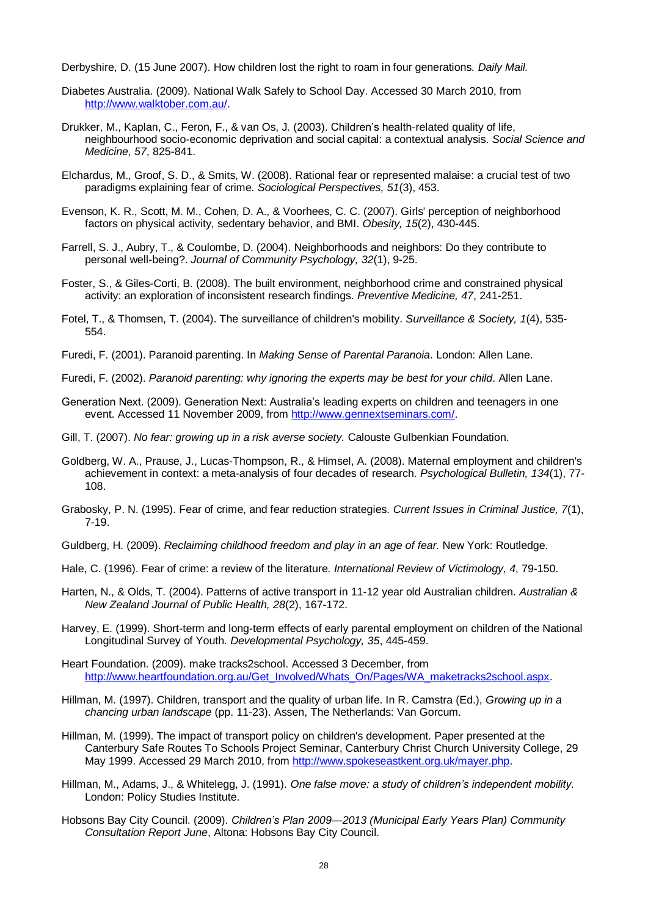Derbyshire, D. (15 June 2007). How children lost the right to roam in four generations. *Daily Mail.*

Diabetes Australia. (2009). National Walk Safely to School Day. Accessed 30 March 2010, from http://www.walktober.com.au/.

Drukker, M., Kaplan, C., Feron, F., & van Os, J. (2003). Children's health-related quality of life, neighbourhood socio-economic deprivation and social capital: a contextual analysis. *Social Science and Medicine, 57*, 825-841.

Elchardus, M., Groof, S. D., & Smits, W. (2008). Rational fear or represented malaise: a crucial test of two paradigms explaining fear of crime. *Sociological Perspectives, 51*(3), 453.

Evenson, K. R., Scott, M. M., Cohen, D. A., & Voorhees, C. C. (2007). Girls' perception of neighborhood factors on physical activity, sedentary behavior, and BMI. *Obesity, 15*(2), 430-445.

Farrell, S. J., Aubry, T., & Coulombe, D. (2004). Neighborhoods and neighbors: Do they contribute to personal well-being?. *Journal of Community Psychology, 32*(1), 9-25.

Foster, S., & Giles-Corti, B. (2008). The built environment, neighborhood crime and constrained physical activity: an exploration of inconsistent research findings. *Preventive Medicine, 47*, 241-251.

Fotel, T., & Thomsen, T. (2004). The surveillance of children's mobility. *Surveillance & Society, 1*(4), 535-554.

Furedi, F. (2001). Paranoid parenting. In *Making Sense of Parental Paranoia*. London: Allen Lane.

Furedi, F. (2002). *Paranoid parenting: why ignoring the experts may be best for your child*. Allen Lane.

Generation Next. (2009). Generation Next: Australia's leading experts on children and teenagers in one event. Accessed 11 November 2009, from http://www.gennextseminars.com/.

Gill, T. (2007). *No fear: growing up in a risk averse society.* Calouste Gulbenkian Foundation.

Goldberg, W. A., Prause, J., Lucas-Thompson, R., & Himsel, A. (2008). Maternal employment and children's achievement in context: a meta-analysis of four decades of research. *Psychological Bulletin, 134*(1), 77-108.

Grabosky, P. N. (1995). Fear of crime, and fear reduction strategies. *Current Issues in Criminal Justice, 7*(1), 7-19.

Guldberg, H. (2009). *Reclaiming childhood freedom and play in an age of fear.* New York: Routledge.

Hale, C. (1996). Fear of crime: a review of the literature. *International Review of Victimology, 4*, 79-150.

Harten, N., & Olds, T. (2004). Patterns of active transport in 11-12 year old Australian children. *Australian & New Zealand Journal of Public Health, 28*(2), 167-172.

Harvey, E. (1999). Short-term and long-term effects of early parental employment on children of the National Longitudinal Survey of Youth. *Developmental Psychology, 35*, 445-459.

Heart Foundation. (2009). make tracks2school. Accessed 3 December, from http://www.heartfoundation.org.au/Get_Involved/Whats_On/Pages/WA_maketracks2school.aspx.

Hillman, M. (1997). Children, transport and the quality of urban life. In R. Camstra (Ed.), *Growing up in a chancing urban landscape* (pp. 11-23). Assen, The Netherlands: Van Gorcum.

Hillman, M. (1999). The impact of transport policy on children's development. Paper presented at the Canterbury Safe Routes To Schools Project Seminar, Canterbury Christ Church University College, 29 May 1999. Accessed 29 March 2010, from http://www.spokeseastkent.org.uk/mayer.php.

Hillman, M., Adams, J., & Whitelegg, J. (1991). *One false move: a study of children's independent mobility.* London: Policy Studies Institute.

Hobsons Bay City Council. (2009). *Children's Plan 2009—2013 (Municipal Early Years Plan) Community Consultation Report June*, Altona: Hobsons Bay City Council.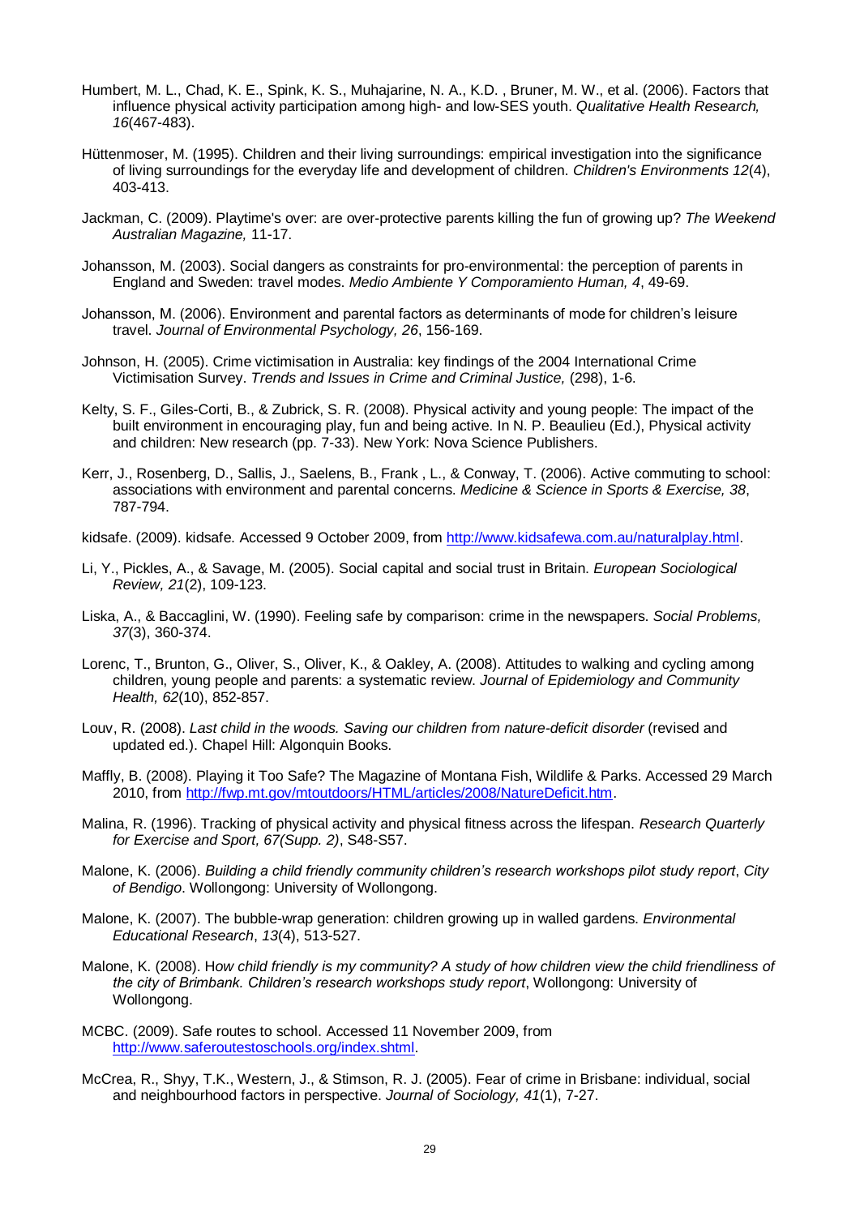Humbert, M. L., Chad, K. E., Spink, K. S., Muhajarine, N. A., K.D. , Bruner, M. W., et al. (2006). Factors that influence physical activity participation among high- and low-SES youth. *Qualitative Health Research, 16*(467-483).

Hüttenmoser, M. (1995). Children and their living surroundings: empirical investigation into the significance of living surroundings for the everyday life and development of children. *Children's Environments 12*(4), 403-413.

Jackman, C. (2009). Playtime's over: are over-protective parents killing the fun of growing up? *The Weekend Australian Magazine,* 11-17.

Johansson, M. (2003). Social dangers as constraints for pro-environmental: the perception of parents in England and Sweden: travel modes. *Medio Ambiente Y Comporamiento Human, 4*, 49-69.

Johansson, M. (2006). Environment and parental factors as determinants of mode for children's leisure travel. *Journal of Environmental Psychology, 26*, 156-169.

Johnson, H. (2005). Crime victimisation in Australia: key findings of the 2004 International Crime Victimisation Survey. *Trends and Issues in Crime and Criminal Justice,* (298), 1-6.

Kelty, S. F., Giles-Corti, B., & Zubrick, S. R. (2008). Physical activity and young people: The impact of the built environment in encouraging play, fun and being active. In N. P. Beaulieu (Ed.), Physical activity and children: New research (pp. 7-33). New York: Nova Science Publishers.

Kerr, J., Rosenberg, D., Sallis, J., Saelens, B., Frank , L., & Conway, T. (2006). Active commuting to school: associations with environment and parental concerns. *Medicine & Science in Sports & Exercise, 38*, 787-794.

kidsafe. (2009). kidsafe. Accessed 9 October 2009, from http://www.kidsafewa.com.au/naturalplay.html.

Li, Y., Pickles, A., & Savage, M. (2005). Social capital and social trust in Britain. *European Sociological Review, 21*(2), 109-123.

Liska, A., & Baccaglini, W. (1990). Feeling safe by comparison: crime in the newspapers. *Social Problems, 37*(3), 360-374.

Lorenc, T., Brunton, G., Oliver, S., Oliver, K., & Oakley, A. (2008). Attitudes to walking and cycling among children, young people and parents: a systematic review. *Journal of Epidemiology and Community Health, 62*(10), 852-857.

Louv, R. (2008). *Last child in the woods. Saving our children from nature-deficit disorder* (revised and updated ed.). Chapel Hill: Algonquin Books.

Maffly, B. (2008). Playing it Too Safe? The Magazine of Montana Fish, Wildlife & Parks. Accessed 29 March 2010, from http://fwp.mt.gov/mtoutdoors/HTML/articles/2008/NatureDeficit.htm.

Malina, R. (1996). Tracking of physical activity and physical fitness across the lifespan. *Research Quarterly for Exercise and Sport, 67(Supp. 2)*, S48-S57.

Malone, K. (2006). *Building a child friendly community children's research workshops pilot study report*, *City of Bendigo*. Wollongong: University of Wollongong.

Malone, K. (2007). The bubble-wrap generation: children growing up in walled gardens. *Environmental Educational Research*, *13*(4), 513-527.

Malone, K. (2008). H*ow child friendly is my community? A study of how children view the child friendliness of the city of Brimbank. Children's research workshops study report*, Wollongong: University of Wollongong.

MCBC. (2009). Safe routes to school. Accessed 11 November 2009, from http://www.saferoutestoschools.org/index.shtml.

McCrea, R., Shyy, T.K., Western, J., & Stimson, R. J. (2005). Fear of crime in Brisbane: individual, social and neighbourhood factors in perspective. *Journal of Sociology, 41*(1), 7-27.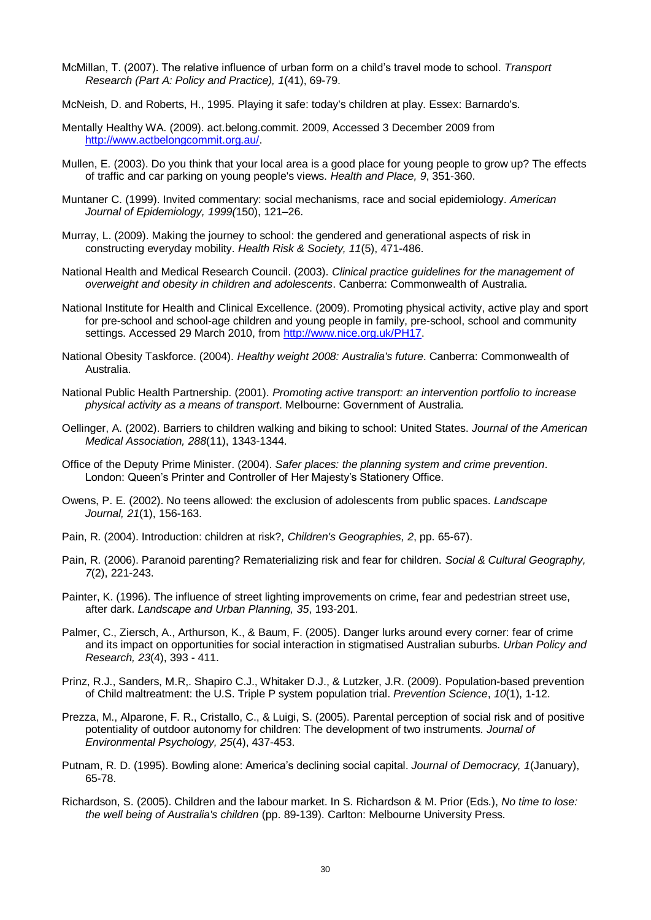McMillan, T. (2007). The relative influence of urban form on a child's travel mode to school. *Transport Research (Part A: Policy and Practice), 1*(41), 69-79.

McNeish, D. and Roberts, H., 1995. Playing it safe: today's children at play. Essex: Barnardo's.

Mentally Healthy WA. (2009). act.belong.commit. 2009, Accessed 3 December 2009 from http://www.actbelongcommit.org.au/.

Mullen, E. (2003). Do you think that your local area is a good place for young people to grow up? The effects of traffic and car parking on young people's views. *Health and Place, 9*, 351-360.

Muntaner C. (1999). Invited commentary: social mechanisms, race and social epidemiology. *American Journal of Epidemiology, 1999(*150), 121–26.

Murray, L. (2009). Making the journey to school: the gendered and generational aspects of risk in constructing everyday mobility. *Health Risk & Society, 11*(5), 471-486.

National Health and Medical Research Council. (2003). *Clinical practice guidelines for the management of overweight and obesity in children and adolescents*. Canberra: Commonwealth of Australia.

National Institute for Health and Clinical Excellence. (2009). Promoting physical activity, active play and sport for pre-school and school-age children and young people in family, pre-school, school and community settings. Accessed 29 March 2010, from http://www.nice.org.uk/PH17.

National Obesity Taskforce. (2004). *Healthy weight 2008: Australia's future*. Canberra: Commonwealth of Australia.

National Public Health Partnership. (2001). *Promoting active transport: an intervention portfolio to increase physical activity as a means of transport*. Melbourne: Government of Australia.

Oellinger, A. (2002). Barriers to children walking and biking to school: United States. *Journal of the American Medical Association, 288*(11), 1343-1344.

Office of the Deputy Prime Minister. (2004). *Safer places: the planning system and crime prevention*. London: Queen's Printer and Controller of Her Majesty's Stationery Office.

Owens, P. E. (2002). No teens allowed: the exclusion of adolescents from public spaces. *Landscape Journal, 21*(1), 156-163.

Pain, R. (2004). Introduction: children at risk?, *Children's Geographies, 2*, pp. 65-67).

Pain, R. (2006). Paranoid parenting? Rematerializing risk and fear for children. *Social & Cultural Geography, 7*(2), 221-243.

Painter, K. (1996). The influence of street lighting improvements on crime, fear and pedestrian street use, after dark. *Landscape and Urban Planning, 35*, 193-201.

Palmer, C., Ziersch, A., Arthurson, K., & Baum, F. (2005). Danger lurks around every corner: fear of crime and its impact on opportunities for social interaction in stigmatised Australian suburbs. *Urban Policy and Research, 23*(4), 393 - 411.

Prinz, R.J., Sanders, M.R,. Shapiro C.J., Whitaker D.J., & Lutzker, J.R. (2009). Population-based prevention of Child maltreatment: the U.S. Triple P system population trial. *Prevention Science*, *10*(1), 1-12.

Prezza, M., Alparone, F. R., Cristallo, C., & Luigi, S. (2005). Parental perception of social risk and of positive potentiality of outdoor autonomy for children: The development of two instruments. *Journal of Environmental Psychology, 25*(4), 437-453.

Putnam, R. D. (1995). Bowling alone: America's declining social capital. *Journal of Democracy, 1*(January), 65-78.

Richardson, S. (2005). Children and the labour market. In S. Richardson & M. Prior (Eds.), *No time to lose: the well being of Australia's children* (pp. 89-139). Carlton: Melbourne University Press.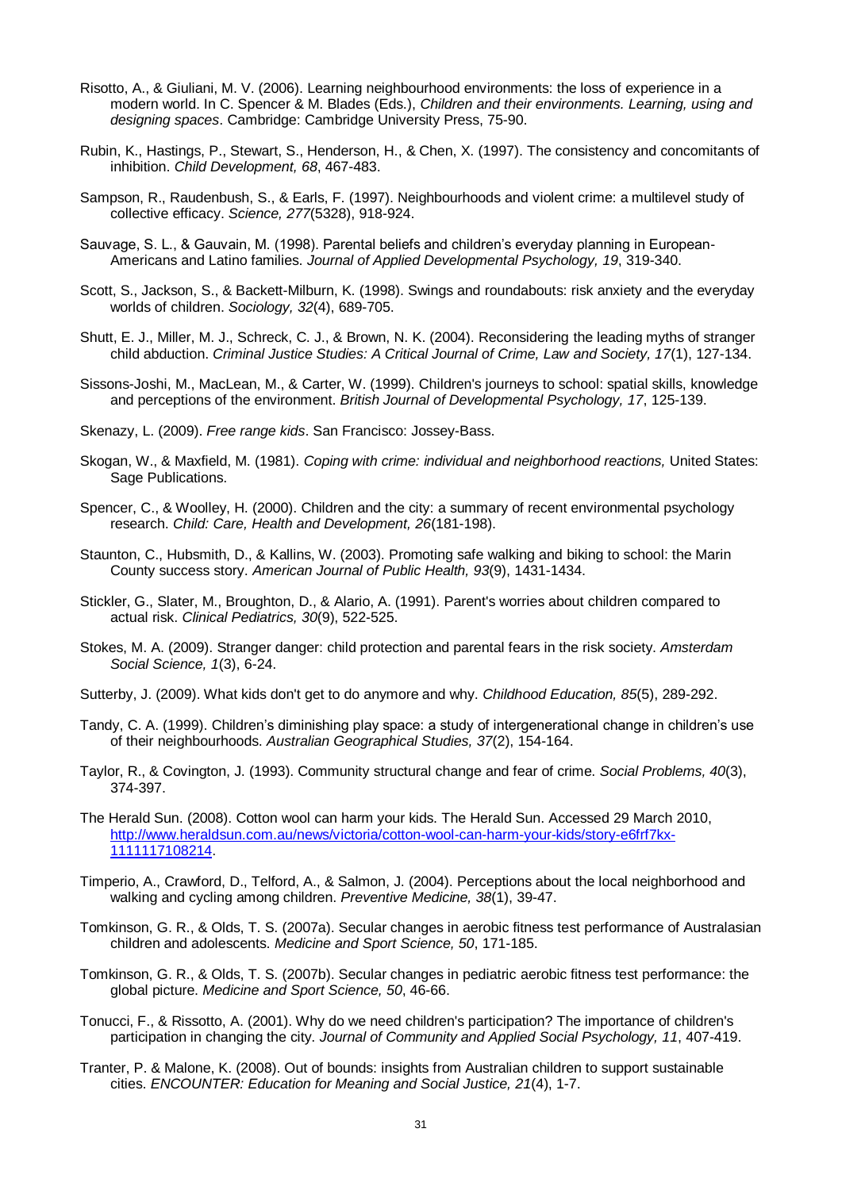Risotto, A., & Giuliani, M. V. (2006). Learning neighbourhood environments: the loss of experience in a modern world. In C. Spencer & M. Blades (Eds.), *Children and their environments. Learning, using and designing spaces*. Cambridge: Cambridge University Press, 75-90.

Rubin, K., Hastings, P., Stewart, S., Henderson, H., & Chen, X. (1997). The consistency and concomitants of inhibition. *Child Development, 68*, 467-483.

Sampson, R., Raudenbush, S., & Earls, F. (1997). Neighbourhoods and violent crime: a multilevel study of collective efficacy. *Science, 277*(5328), 918-924.

Sauvage, S. L., & Gauvain, M. (1998). Parental beliefs and children's everyday planning in European-Americans and Latino families. *Journal of Applied Developmental Psychology, 19*, 319-340.

Scott, S., Jackson, S., & Backett-Milburn, K. (1998). Swings and roundabouts: risk anxiety and the everyday worlds of children. *Sociology, 32*(4), 689-705.

Shutt, E. J., Miller, M. J., Schreck, C. J., & Brown, N. K. (2004). Reconsidering the leading myths of stranger child abduction. *Criminal Justice Studies: A Critical Journal of Crime, Law and Society, 17*(1), 127-134.

Sissons-Joshi, M., MacLean, M., & Carter, W. (1999). Children's journeys to school: spatial skills, knowledge and perceptions of the environment. *British Journal of Developmental Psychology, 17*, 125-139.

Skenazy, L. (2009). *Free range kids*. San Francisco: Jossey-Bass.

Skogan, W., & Maxfield, M. (1981). *Coping with crime: individual and neighborhood reactions,* United States: Sage Publications.

Spencer, C., & Woolley, H. (2000). Children and the city: a summary of recent environmental psychology research. *Child: Care, Health and Development, 26*(181-198).

Staunton, C., Hubsmith, D., & Kallins, W. (2003). Promoting safe walking and biking to school: the Marin County success story. *American Journal of Public Health, 93*(9), 1431-1434.

Stickler, G., Slater, M., Broughton, D., & Alario, A. (1991). Parent's worries about children compared to actual risk. *Clinical Pediatrics, 30*(9), 522-525.

Stokes, M. A. (2009). Stranger danger: child protection and parental fears in the risk society. *Amsterdam Social Science, 1*(3), 6-24.

Sutterby, J. (2009). What kids don't get to do anymore and why. *Childhood Education, 85*(5), 289-292.

Tandy, C. A. (1999). Children's diminishing play space: a study of intergenerational change in children's use of their neighbourhoods. *Australian Geographical Studies, 37*(2), 154-164.

Taylor, R., & Covington, J. (1993). Community structural change and fear of crime. *Social Problems, 40*(3), 374-397.

The Herald Sun. (2008). Cotton wool can harm your kids. The Herald Sun. Accessed 29 March 2010, http://www.heraldsun.com.au/news/victoria/cotton-wool-can-harm-your-kids/story-e6frf7kx-1111117108214.

Timperio, A., Crawford, D., Telford, A., & Salmon, J. (2004). Perceptions about the local neighborhood and walking and cycling among children. *Preventive Medicine, 38*(1), 39-47.

Tomkinson, G. R., & Olds, T. S. (2007a). Secular changes in aerobic fitness test performance of Australasian children and adolescents. *Medicine and Sport Science, 50*, 171-185.

Tomkinson, G. R., & Olds, T. S. (2007b). Secular changes in pediatric aerobic fitness test performance: the global picture. *Medicine and Sport Science, 50*, 46-66.

Tonucci, F., & Rissotto, A. (2001). Why do we need children's participation? The importance of children's participation in changing the city. *Journal of Community and Applied Social Psychology, 11*, 407-419.

Tranter, P. & Malone, K. (2008). Out of bounds: insights from Australian children to support sustainable cities. *ENCOUNTER: Education for Meaning and Social Justice, 21*(4), 1-7.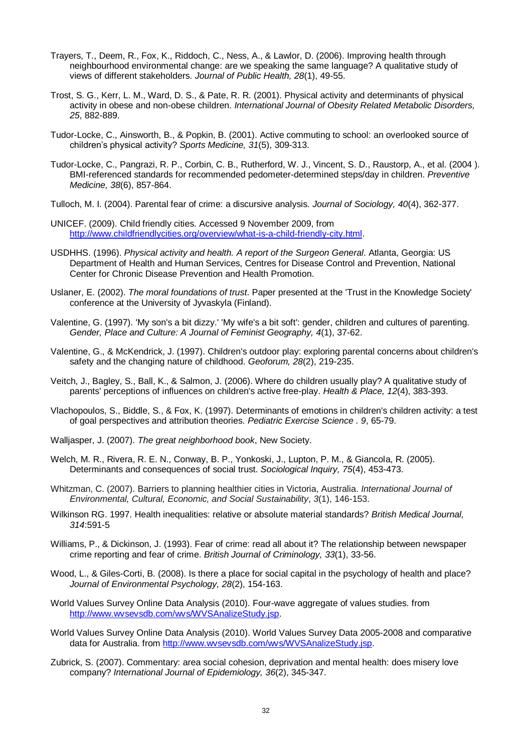Trayers, T., Deem, R., Fox, K., Riddoch, C., Ness, A., & Lawlor, D. (2006). Improving health through neighbourhood environmental change: are we speaking the same language? A qualitative study of views of different stakeholders. *Journal of Public Health, 28*(1), 49-55.

Trost, S. G., Kerr, L. M., Ward, D. S., & Pate, R. R. (2001). Physical activity and determinants of physical activity in obese and non-obese children. *International Journal of Obesity Related Metabolic Disorders, 25*, 882-889.

Tudor-Locke, C., Ainsworth, B., & Popkin, B. (2001). Active commuting to school: an overlooked source of children's physical activity? *Sports Medicine, 31*(5), 309-313.

Tudor-Locke, C., Pangrazi, R. P., Corbin, C. B., Rutherford, W. J., Vincent, S. D., Raustorp, A., et al. (2004 ). BMI-referenced standards for recommended pedometer-determined steps/day in children. *Preventive Medicine, 38*(6), 857-864.

Tulloch, M. I. (2004). Parental fear of crime: a discursive analysis. *Journal of Sociology, 40*(4), 362-377.

UNICEF. (2009). Child friendly cities. Accessed 9 November 2009, from http://www.childfriendlycities.org/overview/what-is-a-child-friendly-city.html.

USDHHS. (1996). *Physical activity and health. A report of the Surgeon General*. Atlanta, Georgia: US Department of Health and Human Services, Centres for Disease Control and Prevention, National Center for Chronic Disease Prevention and Health Promotion.

Uslaner, E. (2002). *The moral foundations of trust*. Paper presented at the 'Trust in the Knowledge Society' conference at the University of Jyvaskyla (Finland).

Valentine, G. (1997). 'My son's a bit dizzy.' 'My wife's a bit soft': gender, children and cultures of parenting. *Gender, Place and Culture: A Journal of Feminist Geography, 4*(1), 37-62.

Valentine, G., & McKendrick, J. (1997). Children's outdoor play: exploring parental concerns about children's safety and the changing nature of childhood. *Geoforum, 28*(2), 219-235.

Veitch, J., Bagley, S., Ball, K., & Salmon, J. (2006). Where do children usually play? A qualitative study of parents' perceptions of influences on children's active free-play. *Health & Place, 12*(4), 383-393.

Vlachopoulos, S., Biddle, S., & Fox, K. (1997). Determinants of emotions in children's children activity: a test of goal perspectives and attribution theories. *Pediatric Exercise Science . 9*, 65-79.

Walljasper, J. (2007). *The great neighborhood book*, New Society.

Welch, M. R., Rivera, R. E. N., Conway, B. P., Yonkoski, J., Lupton, P. M., & Giancola, R. (2005). Determinants and consequences of social trust. *Sociological Inquiry, 75*(4), 453-473.

Whitzman, C. (2007). Barriers to planning healthier cities in Victoria, Australia. *International Journal of Environmental, Cultural, Economic, and Social Sustainability*, *3*(1), 146-153.

Wilkinson RG. 1997. Health inequalities: relative or absolute material standards? *British Medical Journal, 314*:591-5

Williams, P., & Dickinson, J. (1993). Fear of crime: read all about it? The relationship between newspaper crime reporting and fear of crime. *British Journal of Criminology, 33*(1), 33-56.

Wood, L., & Giles-Corti, B. (2008). Is there a place for social capital in the psychology of health and place? *Journal of Environmental Psychology, 28*(2), 154-163.

World Values Survey Online Data Analysis (2010). Four-wave aggregate of values studies. from http://www.wvsevsdb.com/wvs/WVSAnalizeStudy.jsp.

World Values Survey Online Data Analysis (2010). World Values Survey Data 2005-2008 and comparative data for Australia. from http://www.wvsevsdb.com/wvs/WVSAnalizeStudy.jsp.

Zubrick, S. (2007). Commentary: area social cohesion, deprivation and mental health: does misery love company? *International Journal of Epidemiology, 36*(2), 345-347.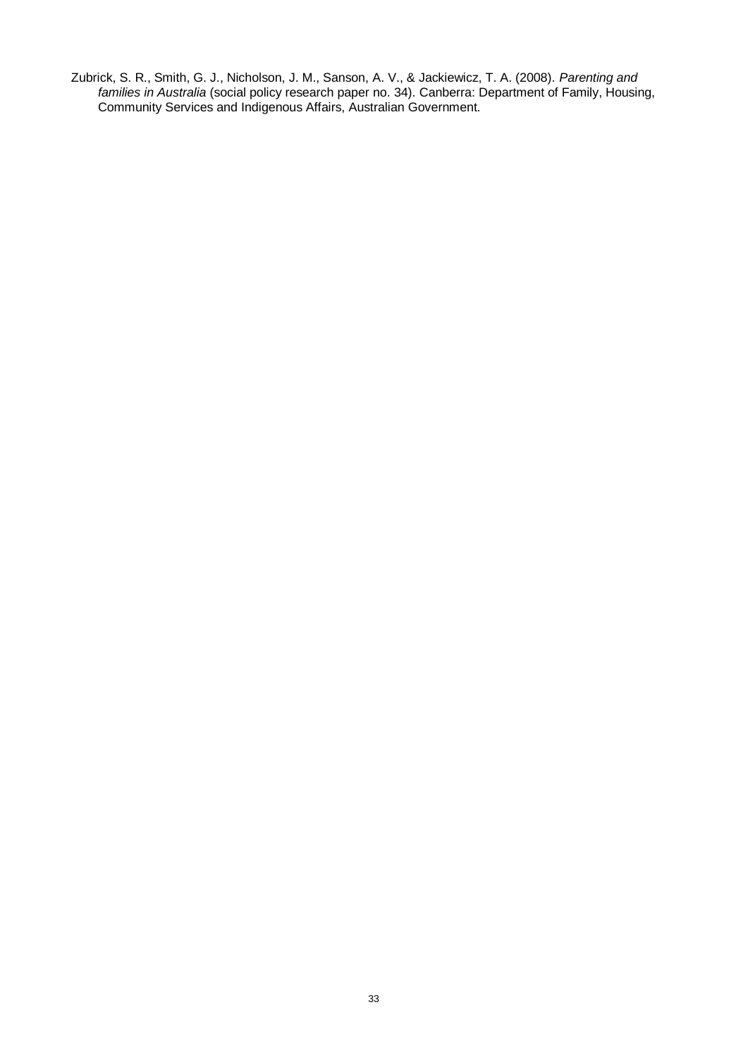Zubrick, S. R., Smith, G. J., Nicholson, J. M., Sanson, A. V., & Jackiewicz, T. A. (2008). *Parenting and families in Australia* (social policy research paper no. 34). Canberra: Department of Family, Housing, Community Services and Indigenous Affairs, Australian Government.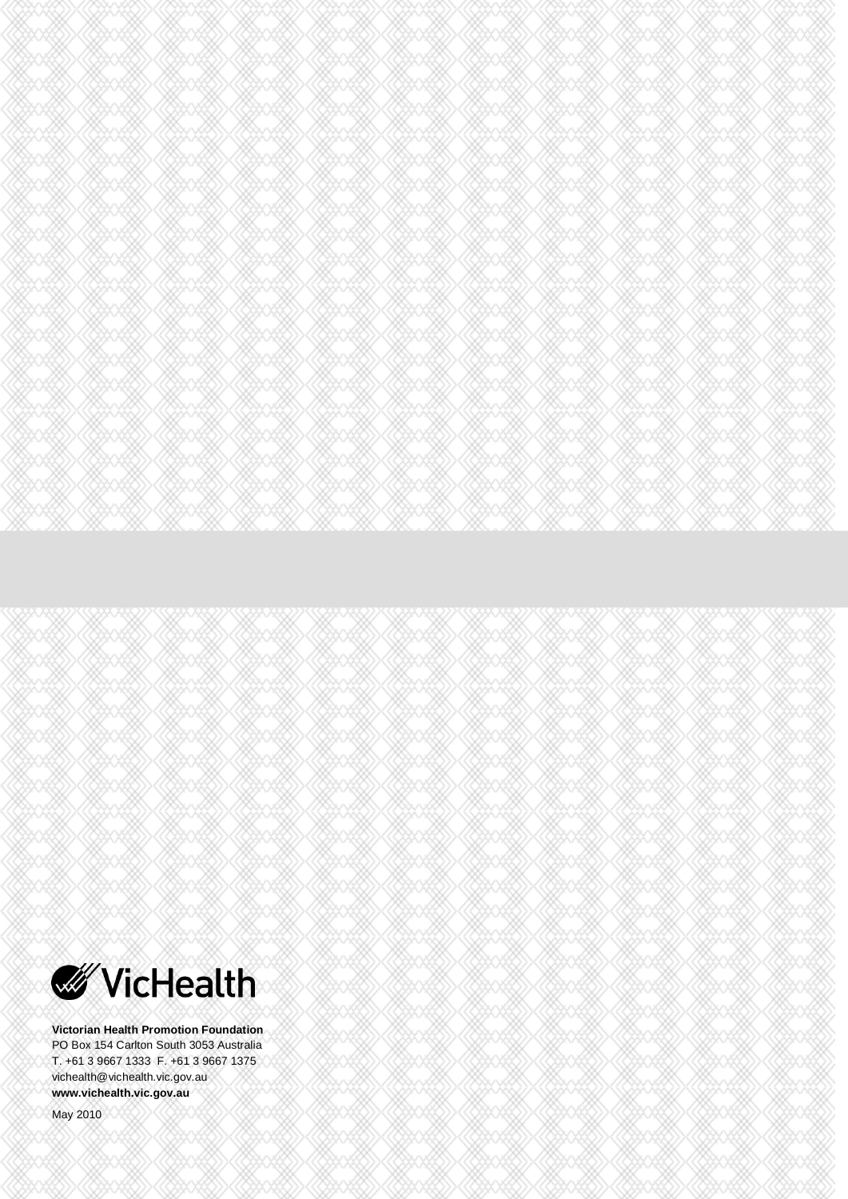VicHealth

**Victorian Health Promotion Foundation**
PO Box 154 Carlton South 3053 Australia
T. +61 3 9667 1333 F. +61 3 9667 1375
vichealth@vichealth.vic.gov.au
**www.vichealth.vic.gov.au**

May 2010